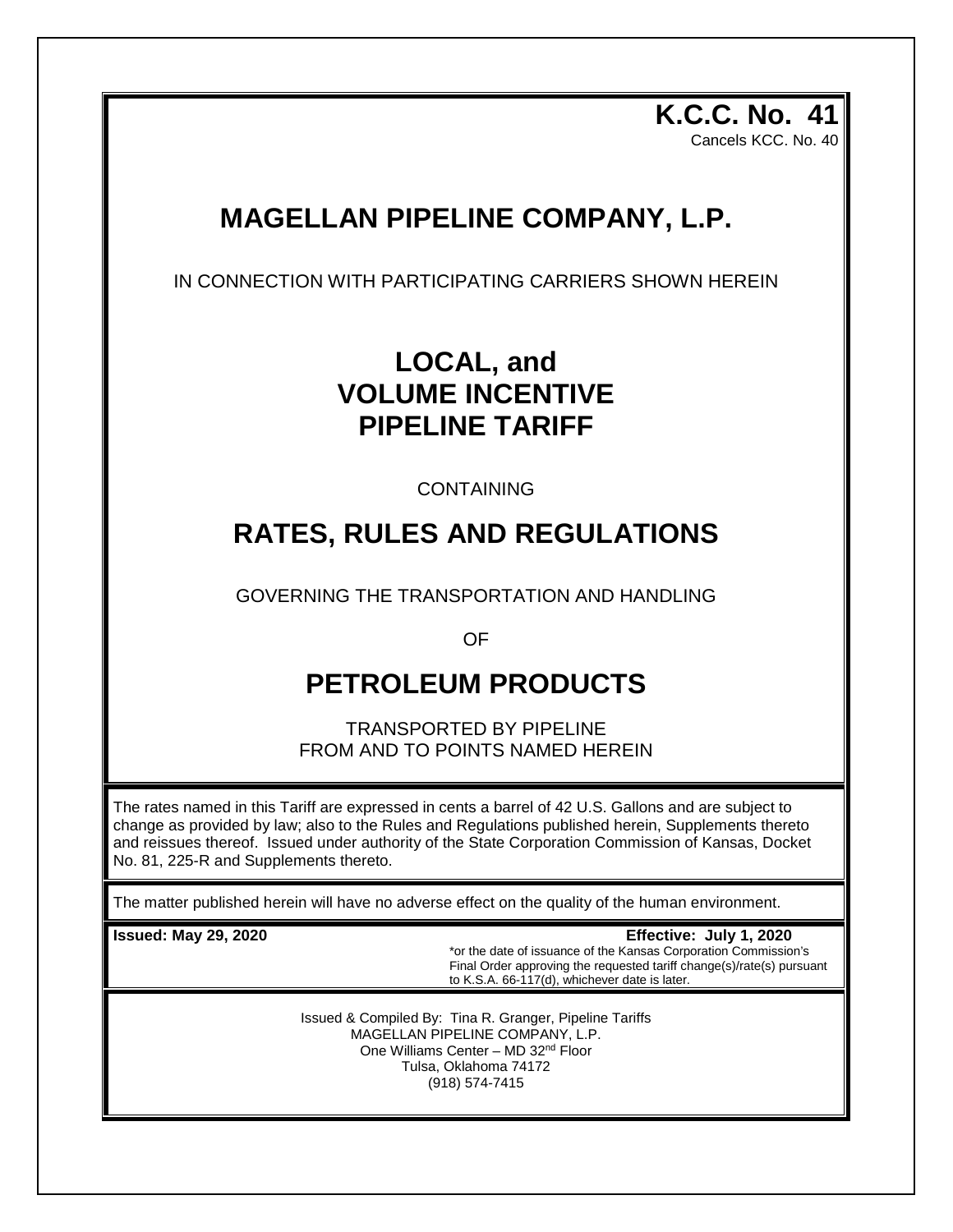**K.C.C. No. 41**
Cancels KCC. No. 40

# MAGELLAN PIPELINE COMPANY, L.P.

IN CONNECTION WITH PARTICIPATING CARRIERS SHOWN HEREIN

# LOCAL, and VOLUME INCENTIVE PIPELINE TARIFF

CONTAINING

# RATES, RULES AND REGULATIONS

GOVERNING THE TRANSPORTATION AND HANDLING

OF

# PETROLEUM PRODUCTS

TRANSPORTED BY PIPELINE
FROM AND TO POINTS NAMED HEREIN

The rates named in this Tariff are expressed in cents a barrel of 42 U.S. Gallons and are subject to change as provided by law; also to the Rules and Regulations published herein, Supplements thereto and reissues thereof. Issued under authority of the State Corporation Commission of Kansas, Docket No. 81, 225-R and Supplements thereto.

The matter published herein will have no adverse effect on the quality of the human environment.

**Issued: May 29, 2020**

**Effective: July 1, 2020**
*or the date of issuance of the Kansas Corporation Commission's Final Order approving the requested tariff change(s)/rate(s) pursuant to K.S.A. 66-117(d), whichever date is later.

Issued & Compiled By: Tina R. Granger, Pipeline Tariffs
MAGELLAN PIPELINE COMPANY, L.P.
One Williams Center – MD 32nd Floor
Tulsa, Oklahoma 74172
(918) 574-7415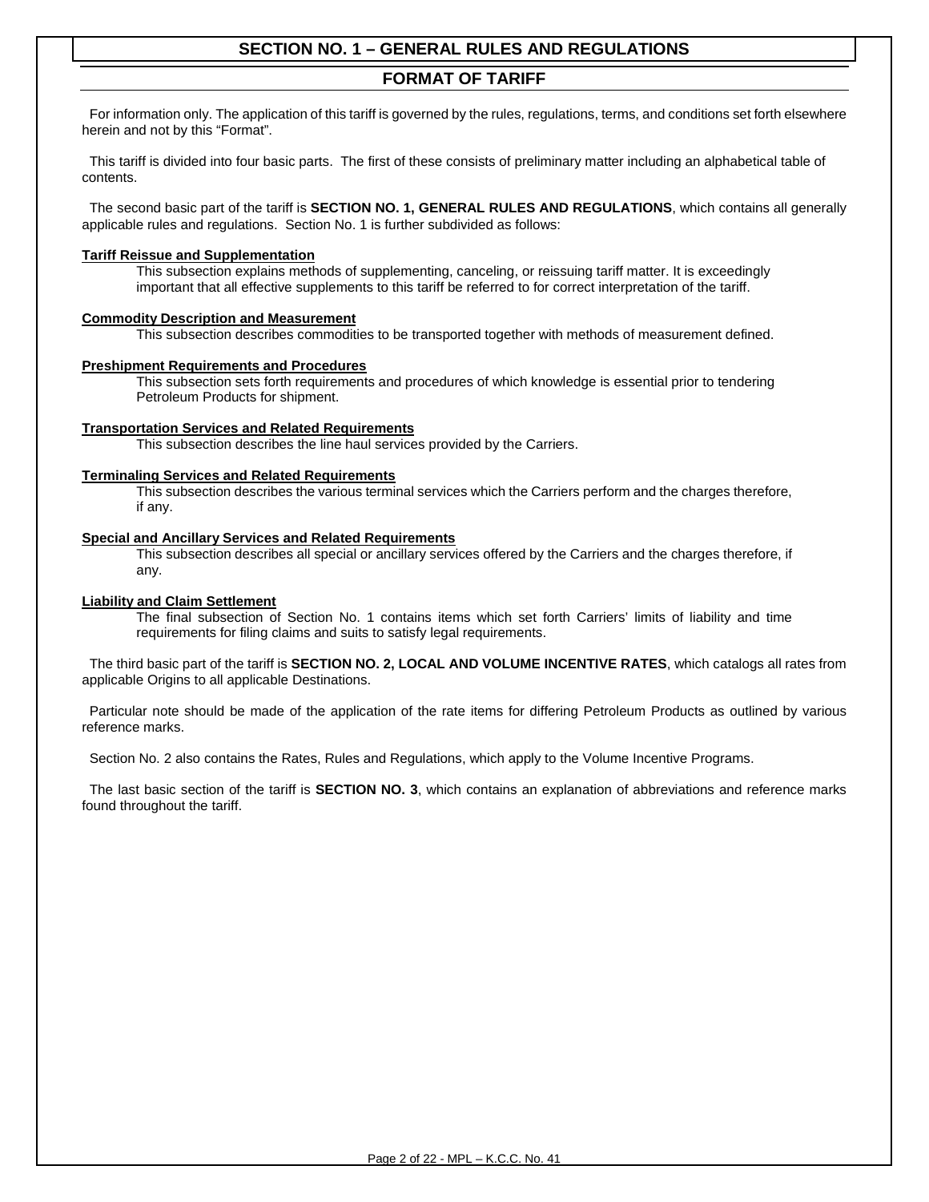# SECTION NO. 1 – GENERAL RULES AND REGULATIONS

## FORMAT OF TARIFF

For information only. The application of this tariff is governed by the rules, regulations, terms, and conditions set forth elsewhere herein and not by this "Format".

This tariff is divided into four basic parts. The first of these consists of preliminary matter including an alphabetical table of contents.

The second basic part of the tariff is **SECTION NO. 1, GENERAL RULES AND REGULATIONS**, which contains all generally applicable rules and regulations. Section No. 1 is further subdivided as follows:

**Tariff Reissue and Supplementation**

This subsection explains methods of supplementing, canceling, or reissuing tariff matter. It is exceedingly important that all effective supplements to this tariff be referred to for correct interpretation of the tariff.

**Commodity Description and Measurement**

This subsection describes commodities to be transported together with methods of measurement defined.

**Preshipment Requirements and Procedures**

This subsection sets forth requirements and procedures of which knowledge is essential prior to tendering Petroleum Products for shipment.

**Transportation Services and Related Requirements**

This subsection describes the line haul services provided by the Carriers.

**Terminaling Services and Related Requirements**

This subsection describes the various terminal services which the Carriers perform and the charges therefore, if any.

**Special and Ancillary Services and Related Requirements**

This subsection describes all special or ancillary services offered by the Carriers and the charges therefore, if any.

**Liability and Claim Settlement**

The final subsection of Section No. 1 contains items which set forth Carriers' limits of liability and time requirements for filing claims and suits to satisfy legal requirements.

The third basic part of the tariff is **SECTION NO. 2, LOCAL AND VOLUME INCENTIVE RATES**, which catalogs all rates from applicable Origins to all applicable Destinations.

Particular note should be made of the application of the rate items for differing Petroleum Products as outlined by various reference marks.

Section No. 2 also contains the Rates, Rules and Regulations, which apply to the Volume Incentive Programs.

The last basic section of the tariff is **SECTION NO. 3**, which contains an explanation of abbreviations and reference marks found throughout the tariff.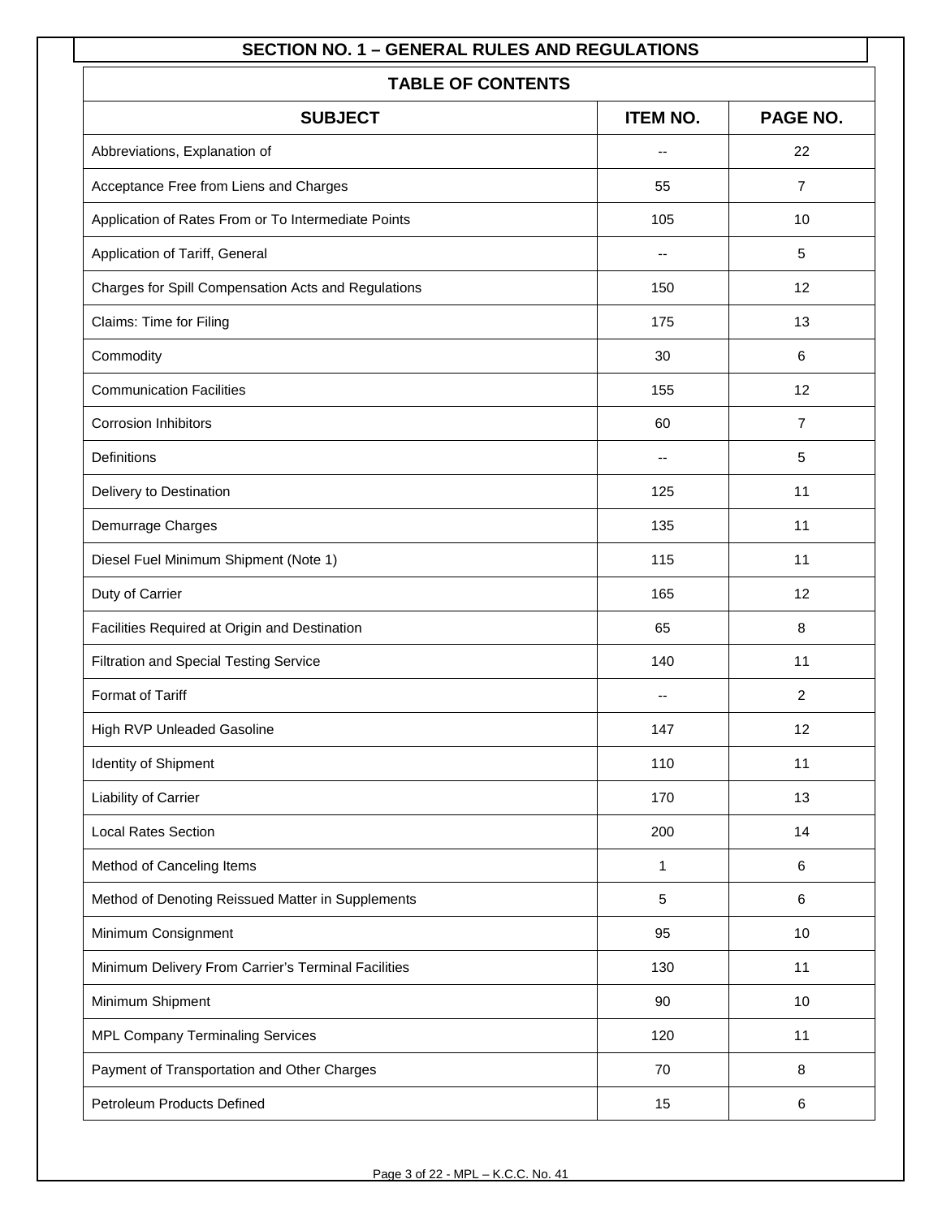## SECTION NO. 1 – GENERAL RULES AND REGULATIONS

| TABLE OF CONTENTS | | |
|---|---|---|
| **SUBJECT** | **ITEM NO.** | **PAGE NO.** |
| Abbreviations, Explanation of | -- | 22 |
| Acceptance Free from Liens and Charges | 55 | 7 |
| Application of Rates From or To Intermediate Points | 105 | 10 |
| Application of Tariff, General | -- | 5 |
| Charges for Spill Compensation Acts and Regulations | 150 | 12 |
| Claims: Time for Filing | 175 | 13 |
| Commodity | 30 | 6 |
| Communication Facilities | 155 | 12 |
| Corrosion Inhibitors | 60 | 7 |
| Definitions | -- | 5 |
| Delivery to Destination | 125 | 11 |
| Demurrage Charges | 135 | 11 |
| Diesel Fuel Minimum Shipment (Note 1) | 115 | 11 |
| Duty of Carrier | 165 | 12 |
| Facilities Required at Origin and Destination | 65 | 8 |
| Filtration and Special Testing Service | 140 | 11 |
| Format of Tariff | -- | 2 |
| High RVP Unleaded Gasoline | 147 | 12 |
| Identity of Shipment | 110 | 11 |
| Liability of Carrier | 170 | 13 |
| Local Rates Section | 200 | 14 |
| Method of Canceling Items | 1 | 6 |
| Method of Denoting Reissued Matter in Supplements | 5 | 6 |
| Minimum Consignment | 95 | 10 |
| Minimum Delivery From Carrier's Terminal Facilities | 130 | 11 |
| Minimum Shipment | 90 | 10 |
| MPL Company Terminaling Services | 120 | 11 |
| Payment of Transportation and Other Charges | 70 | 8 |
| Petroleum Products Defined | 15 | 6 |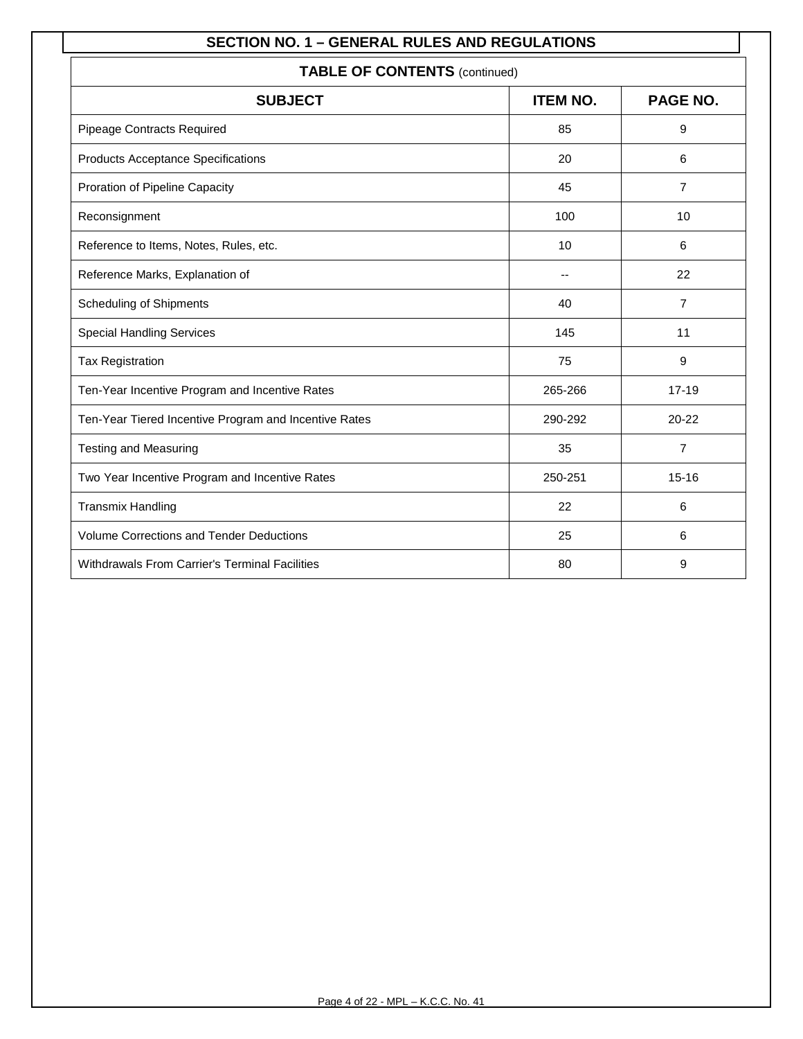## SECTION NO. 1 – GENERAL RULES AND REGULATIONS

### TABLE OF CONTENTS (continued)

| SUBJECT | ITEM NO. | PAGE NO. |
|---|---|---|
| Pipeage Contracts Required | 85 | 9 |
| Products Acceptance Specifications | 20 | 6 |
| Proration of Pipeline Capacity | 45 | 7 |
| Reconsignment | 100 | 10 |
| Reference to Items, Notes, Rules, etc. | 10 | 6 |
| Reference Marks, Explanation of | -- | 22 |
| Scheduling of Shipments | 40 | 7 |
| Special Handling Services | 145 | 11 |
| Tax Registration | 75 | 9 |
| Ten-Year Incentive Program and Incentive Rates | 265-266 | 17-19 |
| Ten-Year Tiered Incentive Program and Incentive Rates | 290-292 | 20-22 |
| Testing and Measuring | 35 | 7 |
| Two Year Incentive Program and Incentive Rates | 250-251 | 15-16 |
| Transmix Handling | 22 | 6 |
| Volume Corrections and Tender Deductions | 25 | 6 |
| Withdrawals From Carrier's Terminal Facilities | 80 | 9 |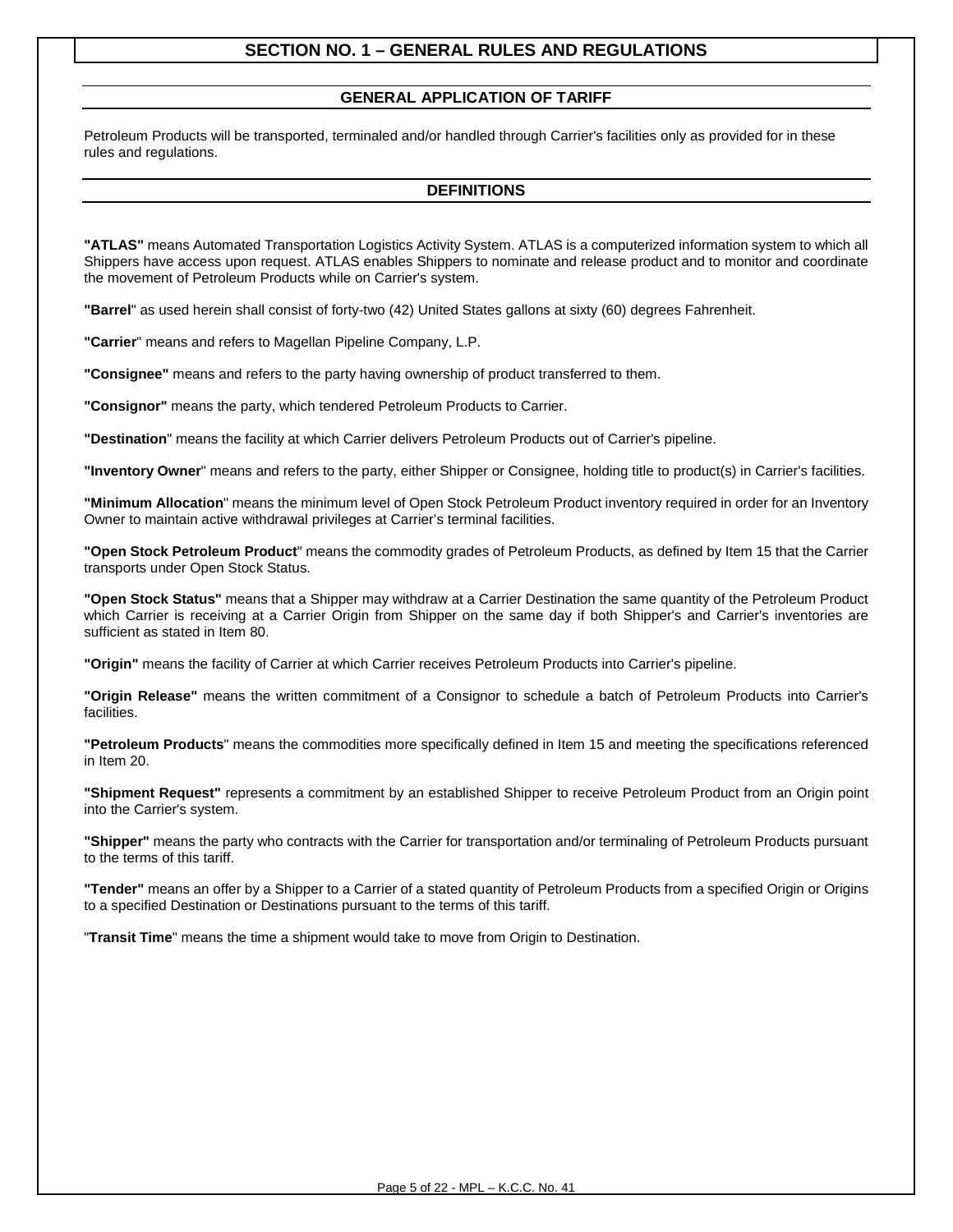# SECTION NO. 1 – GENERAL RULES AND REGULATIONS

## GENERAL APPLICATION OF TARIFF

Petroleum Products will be transported, terminaled and/or handled through Carrier's facilities only as provided for in these rules and regulations.

## DEFINITIONS

**"ATLAS"** means Automated Transportation Logistics Activity System. ATLAS is a computerized information system to which all Shippers have access upon request. ATLAS enables Shippers to nominate and release product and to monitor and coordinate the movement of Petroleum Products while on Carrier's system.

**"Barrel**" as used herein shall consist of forty-two (42) United States gallons at sixty (60) degrees Fahrenheit.

**"Carrier**" means and refers to Magellan Pipeline Company, L.P.

**"Consignee"** means and refers to the party having ownership of product transferred to them.

**"Consignor"** means the party, which tendered Petroleum Products to Carrier.

**"Destination**" means the facility at which Carrier delivers Petroleum Products out of Carrier's pipeline.

**"Inventory Owner**" means and refers to the party, either Shipper or Consignee, holding title to product(s) in Carrier's facilities.

**"Minimum Allocation**" means the minimum level of Open Stock Petroleum Product inventory required in order for an Inventory Owner to maintain active withdrawal privileges at Carrier's terminal facilities.

**"Open Stock Petroleum Product**" means the commodity grades of Petroleum Products, as defined by Item 15 that the Carrier transports under Open Stock Status.

**"Open Stock Status"** means that a Shipper may withdraw at a Carrier Destination the same quantity of the Petroleum Product which Carrier is receiving at a Carrier Origin from Shipper on the same day if both Shipper's and Carrier's inventories are sufficient as stated in Item 80.

**"Origin"** means the facility of Carrier at which Carrier receives Petroleum Products into Carrier's pipeline.

**"Origin Release"** means the written commitment of a Consignor to schedule a batch of Petroleum Products into Carrier's facilities.

**"Petroleum Products**" means the commodities more specifically defined in Item 15 and meeting the specifications referenced in Item 20.

**"Shipment Request"** represents a commitment by an established Shipper to receive Petroleum Product from an Origin point into the Carrier's system.

**"Shipper"** means the party who contracts with the Carrier for transportation and/or terminaling of Petroleum Products pursuant to the terms of this tariff.

**"Tender"** means an offer by a Shipper to a Carrier of a stated quantity of Petroleum Products from a specified Origin or Origins to a specified Destination or Destinations pursuant to the terms of this tariff.

"**Transit Time**" means the time a shipment would take to move from Origin to Destination.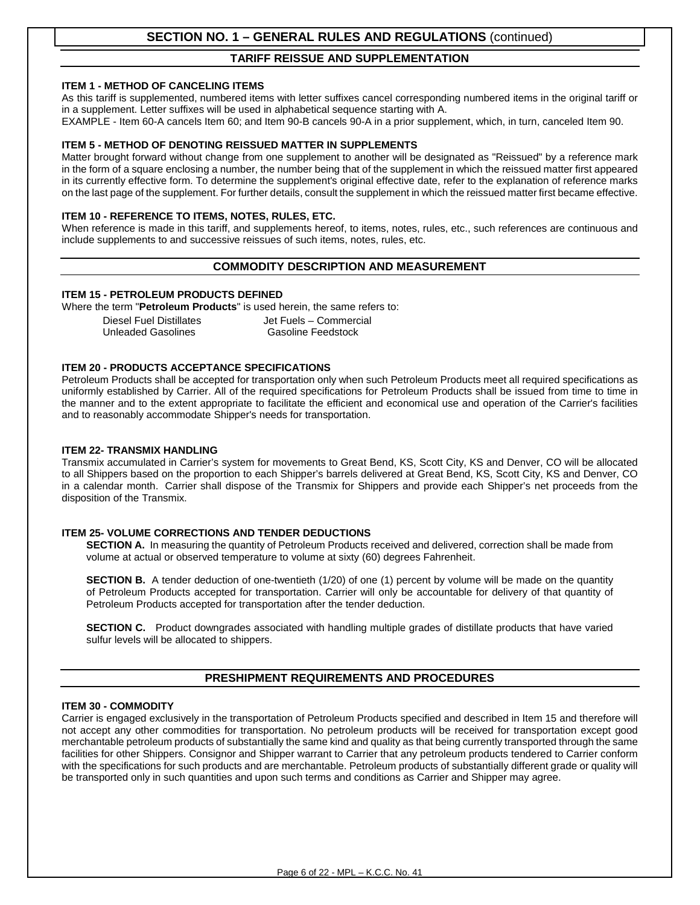## SECTION NO. 1 – GENERAL RULES AND REGULATIONS (continued)

### TARIFF REISSUE AND SUPPLEMENTATION

**ITEM 1 - METHOD OF CANCELING ITEMS**

As this tariff is supplemented, numbered items with letter suffixes cancel corresponding numbered items in the original tariff or in a supplement. Letter suffixes will be used in alphabetical sequence starting with A.

EXAMPLE - Item 60-A cancels Item 60; and Item 90-B cancels 90-A in a prior supplement, which, in turn, canceled Item 90.

**ITEM 5 - METHOD OF DENOTING REISSUED MATTER IN SUPPLEMENTS**

Matter brought forward without change from one supplement to another will be designated as "Reissued" by a reference mark in the form of a square enclosing a number, the number being that of the supplement in which the reissued matter first appeared in its currently effective form. To determine the supplement's original effective date, refer to the explanation of reference marks on the last page of the supplement. For further details, consult the supplement in which the reissued matter first became effective.

**ITEM 10 - REFERENCE TO ITEMS, NOTES, RULES, ETC.**

When reference is made in this tariff, and supplements hereof, to items, notes, rules, etc., such references are continuous and include supplements to and successive reissues of such items, notes, rules, etc.

### COMMODITY DESCRIPTION AND MEASUREMENT

**ITEM 15 - PETROLEUM PRODUCTS DEFINED**

Where the term "**Petroleum Products**" is used herein, the same refers to:

| | |
|---|---|
| Diesel Fuel Distillates | Jet Fuels – Commercial |
| Unleaded Gasolines | Gasoline Feedstock |

**ITEM 20 - PRODUCTS ACCEPTANCE SPECIFICATIONS**

Petroleum Products shall be accepted for transportation only when such Petroleum Products meet all required specifications as uniformly established by Carrier. All of the required specifications for Petroleum Products shall be issued from time to time in the manner and to the extent appropriate to facilitate the efficient and economical use and operation of the Carrier's facilities and to reasonably accommodate Shipper's needs for transportation.

**ITEM 22- TRANSMIX HANDLING**

Transmix accumulated in Carrier's system for movements to Great Bend, KS, Scott City, KS and Denver, CO will be allocated to all Shippers based on the proportion to each Shipper's barrels delivered at Great Bend, KS, Scott City, KS and Denver, CO in a calendar month. Carrier shall dispose of the Transmix for Shippers and provide each Shipper's net proceeds from the disposition of the Transmix.

**ITEM 25- VOLUME CORRECTIONS AND TENDER DEDUCTIONS**

**SECTION A.** In measuring the quantity of Petroleum Products received and delivered, correction shall be made from volume at actual or observed temperature to volume at sixty (60) degrees Fahrenheit.

**SECTION B.** A tender deduction of one-twentieth (1/20) of one (1) percent by volume will be made on the quantity of Petroleum Products accepted for transportation. Carrier will only be accountable for delivery of that quantity of Petroleum Products accepted for transportation after the tender deduction.

**SECTION C.** Product downgrades associated with handling multiple grades of distillate products that have varied sulfur levels will be allocated to shippers.

### PRESHIPMENT REQUIREMENTS AND PROCEDURES

**ITEM 30 - COMMODITY**

Carrier is engaged exclusively in the transportation of Petroleum Products specified and described in Item 15 and therefore will not accept any other commodities for transportation. No petroleum products will be received for transportation except good merchantable petroleum products of substantially the same kind and quality as that being currently transported through the same facilities for other Shippers. Consignor and Shipper warrant to Carrier that any petroleum products tendered to Carrier conform with the specifications for such products and are merchantable. Petroleum products of substantially different grade or quality will be transported only in such quantities and upon such terms and conditions as Carrier and Shipper may agree.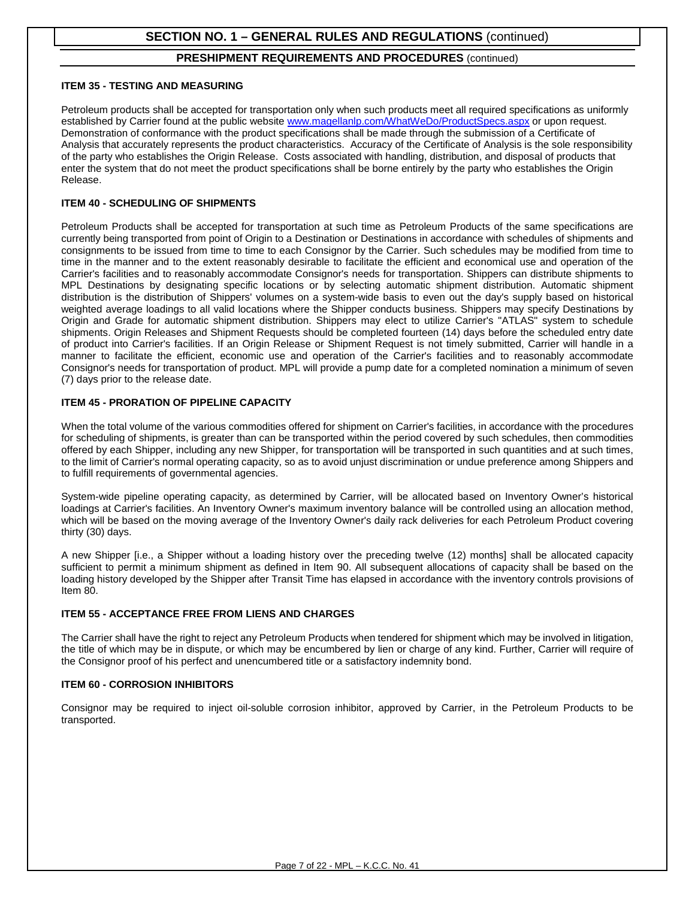## SECTION NO. 1 – GENERAL RULES AND REGULATIONS (continued)

### PRESHIPMENT REQUIREMENTS AND PROCEDURES (continued)

**ITEM 35 - TESTING AND MEASURING**

Petroleum products shall be accepted for transportation only when such products meet all required specifications as uniformly established by Carrier found at the public website www.magellanlp.com/WhatWeDo/ProductSpecs.aspx or upon request. Demonstration of conformance with the product specifications shall be made through the submission of a Certificate of Analysis that accurately represents the product characteristics. Accuracy of the Certificate of Analysis is the sole responsibility of the party who establishes the Origin Release. Costs associated with handling, distribution, and disposal of products that enter the system that do not meet the product specifications shall be borne entirely by the party who establishes the Origin Release.

**ITEM 40 - SCHEDULING OF SHIPMENTS**

Petroleum Products shall be accepted for transportation at such time as Petroleum Products of the same specifications are currently being transported from point of Origin to a Destination or Destinations in accordance with schedules of shipments and consignments to be issued from time to time to each Consignor by the Carrier. Such schedules may be modified from time to time in the manner and to the extent reasonably desirable to facilitate the efficient and economical use and operation of the Carrier's facilities and to reasonably accommodate Consignor's needs for transportation. Shippers can distribute shipments to MPL Destinations by designating specific locations or by selecting automatic shipment distribution. Automatic shipment distribution is the distribution of Shippers' volumes on a system-wide basis to even out the day's supply based on historical weighted average loadings to all valid locations where the Shipper conducts business. Shippers may specify Destinations by Origin and Grade for automatic shipment distribution. Shippers may elect to utilize Carrier's "ATLAS" system to schedule shipments. Origin Releases and Shipment Requests should be completed fourteen (14) days before the scheduled entry date of product into Carrier's facilities. If an Origin Release or Shipment Request is not timely submitted, Carrier will handle in a manner to facilitate the efficient, economic use and operation of the Carrier's facilities and to reasonably accommodate Consignor's needs for transportation of product. MPL will provide a pump date for a completed nomination a minimum of seven (7) days prior to the release date.

**ITEM 45 - PRORATION OF PIPELINE CAPACITY**

When the total volume of the various commodities offered for shipment on Carrier's facilities, in accordance with the procedures for scheduling of shipments, is greater than can be transported within the period covered by such schedules, then commodities offered by each Shipper, including any new Shipper, for transportation will be transported in such quantities and at such times, to the limit of Carrier's normal operating capacity, so as to avoid unjust discrimination or undue preference among Shippers and to fulfill requirements of governmental agencies.

System-wide pipeline operating capacity, as determined by Carrier, will be allocated based on Inventory Owner's historical loadings at Carrier's facilities. An Inventory Owner's maximum inventory balance will be controlled using an allocation method, which will be based on the moving average of the Inventory Owner's daily rack deliveries for each Petroleum Product covering thirty (30) days.

A new Shipper [i.e., a Shipper without a loading history over the preceding twelve (12) months] shall be allocated capacity sufficient to permit a minimum shipment as defined in Item 90. All subsequent allocations of capacity shall be based on the loading history developed by the Shipper after Transit Time has elapsed in accordance with the inventory controls provisions of Item 80.

**ITEM 55 - ACCEPTANCE FREE FROM LIENS AND CHARGES**

The Carrier shall have the right to reject any Petroleum Products when tendered for shipment which may be involved in litigation, the title of which may be in dispute, or which may be encumbered by lien or charge of any kind. Further, Carrier will require of the Consignor proof of his perfect and unencumbered title or a satisfactory indemnity bond.

**ITEM 60 - CORROSION INHIBITORS**

Consignor may be required to inject oil-soluble corrosion inhibitor, approved by Carrier, in the Petroleum Products to be transported.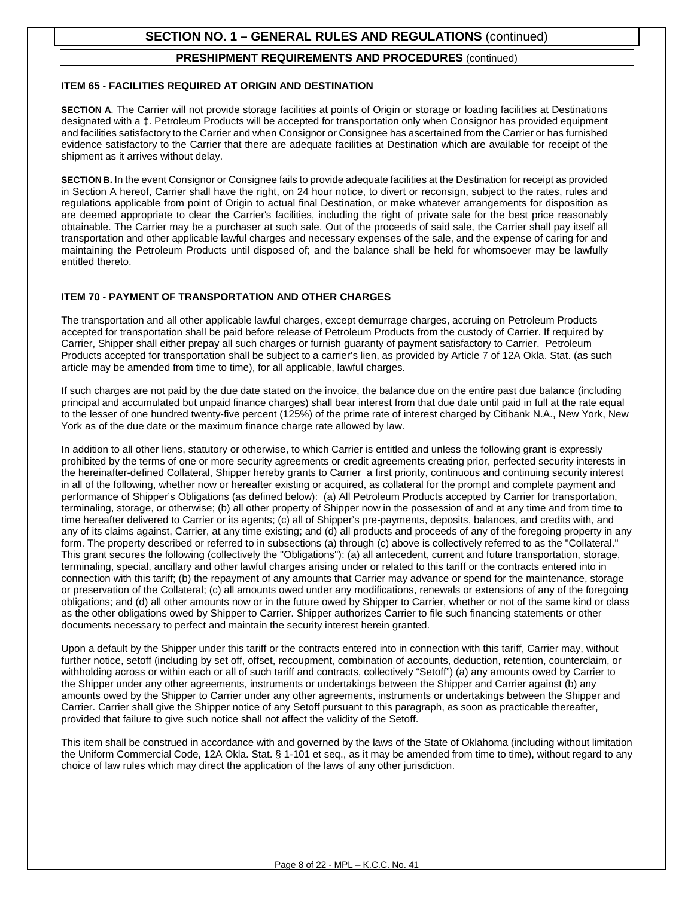## SECTION NO. 1 – GENERAL RULES AND REGULATIONS (continued)

### PRESHIPMENT REQUIREMENTS AND PROCEDURES (continued)

**ITEM 65 - FACILITIES REQUIRED AT ORIGIN AND DESTINATION**

**SECTION A**. The Carrier will not provide storage facilities at points of Origin or storage or loading facilities at Destinations designated with a ‡. Petroleum Products will be accepted for transportation only when Consignor has provided equipment and facilities satisfactory to the Carrier and when Consignor or Consignee has ascertained from the Carrier or has furnished evidence satisfactory to the Carrier that there are adequate facilities at Destination which are available for receipt of the shipment as it arrives without delay.

**SECTION B.** In the event Consignor or Consignee fails to provide adequate facilities at the Destination for receipt as provided in Section A hereof, Carrier shall have the right, on 24 hour notice, to divert or reconsign, subject to the rates, rules and regulations applicable from point of Origin to actual final Destination, or make whatever arrangements for disposition as are deemed appropriate to clear the Carrier's facilities, including the right of private sale for the best price reasonably obtainable. The Carrier may be a purchaser at such sale. Out of the proceeds of said sale, the Carrier shall pay itself all transportation and other applicable lawful charges and necessary expenses of the sale, and the expense of caring for and maintaining the Petroleum Products until disposed of; and the balance shall be held for whomsoever may be lawfully entitled thereto.

**ITEM 70 - PAYMENT OF TRANSPORTATION AND OTHER CHARGES**

The transportation and all other applicable lawful charges, except demurrage charges, accruing on Petroleum Products accepted for transportation shall be paid before release of Petroleum Products from the custody of Carrier. If required by Carrier, Shipper shall either prepay all such charges or furnish guaranty of payment satisfactory to Carrier. Petroleum Products accepted for transportation shall be subject to a carrier's lien, as provided by Article 7 of 12A Okla. Stat. (as such article may be amended from time to time), for all applicable, lawful charges.

If such charges are not paid by the due date stated on the invoice, the balance due on the entire past due balance (including principal and accumulated but unpaid finance charges) shall bear interest from that due date until paid in full at the rate equal to the lesser of one hundred twenty-five percent (125%) of the prime rate of interest charged by Citibank N.A., New York, New York as of the due date or the maximum finance charge rate allowed by law.

In addition to all other liens, statutory or otherwise, to which Carrier is entitled and unless the following grant is expressly prohibited by the terms of one or more security agreements or credit agreements creating prior, perfected security interests in the hereinafter-defined Collateral, Shipper hereby grants to Carrier a first priority, continuous and continuing security interest in all of the following, whether now or hereafter existing or acquired, as collateral for the prompt and complete payment and performance of Shipper's Obligations (as defined below): (a) All Petroleum Products accepted by Carrier for transportation, terminaling, storage, or otherwise; (b) all other property of Shipper now in the possession of and at any time and from time to time hereafter delivered to Carrier or its agents; (c) all of Shipper's pre-payments, deposits, balances, and credits with, and any of its claims against, Carrier, at any time existing; and (d) all products and proceeds of any of the foregoing property in any form. The property described or referred to in subsections (a) through (c) above is collectively referred to as the "Collateral." This grant secures the following (collectively the "Obligations"): (a) all antecedent, current and future transportation, storage, terminaling, special, ancillary and other lawful charges arising under or related to this tariff or the contracts entered into in connection with this tariff; (b) the repayment of any amounts that Carrier may advance or spend for the maintenance, storage or preservation of the Collateral; (c) all amounts owed under any modifications, renewals or extensions of any of the foregoing obligations; and (d) all other amounts now or in the future owed by Shipper to Carrier, whether or not of the same kind or class as the other obligations owed by Shipper to Carrier. Shipper authorizes Carrier to file such financing statements or other documents necessary to perfect and maintain the security interest herein granted.

Upon a default by the Shipper under this tariff or the contracts entered into in connection with this tariff, Carrier may, without further notice, setoff (including by set off, offset, recoupment, combination of accounts, deduction, retention, counterclaim, or withholding across or within each or all of such tariff and contracts, collectively "Setoff") (a) any amounts owed by Carrier to the Shipper under any other agreements, instruments or undertakings between the Shipper and Carrier against (b) any amounts owed by the Shipper to Carrier under any other agreements, instruments or undertakings between the Shipper and Carrier. Carrier shall give the Shipper notice of any Setoff pursuant to this paragraph, as soon as practicable thereafter, provided that failure to give such notice shall not affect the validity of the Setoff.

This item shall be construed in accordance with and governed by the laws of the State of Oklahoma (including without limitation the Uniform Commercial Code, 12A Okla. Stat. § 1-101 et seq., as it may be amended from time to time), without regard to any choice of law rules which may direct the application of the laws of any other jurisdiction.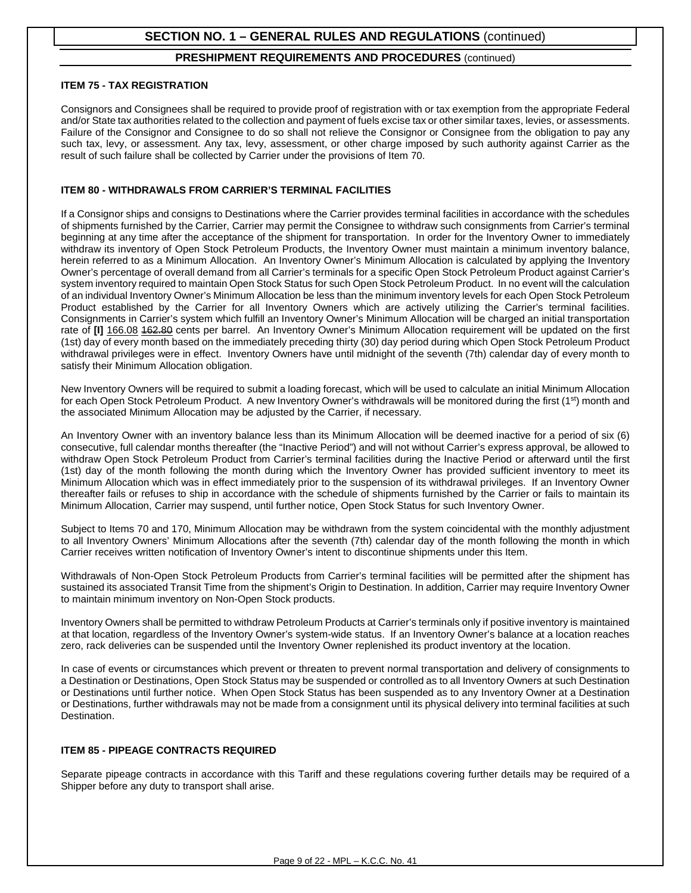## SECTION NO. 1 – GENERAL RULES AND REGULATIONS (continued)

### PRESHIPMENT REQUIREMENTS AND PROCEDURES (continued)

**ITEM 75 - TAX REGISTRATION**

Consignors and Consignees shall be required to provide proof of registration with or tax exemption from the appropriate Federal and/or State tax authorities related to the collection and payment of fuels excise tax or other similar taxes, levies, or assessments. Failure of the Consignor and Consignee to do so shall not relieve the Consignor or Consignee from the obligation to pay any such tax, levy, or assessment. Any tax, levy, assessment, or other charge imposed by such authority against Carrier as the result of such failure shall be collected by Carrier under the provisions of Item 70.

**ITEM 80 - WITHDRAWALS FROM CARRIER'S TERMINAL FACILITIES**

If a Consignor ships and consigns to Destinations where the Carrier provides terminal facilities in accordance with the schedules of shipments furnished by the Carrier, Carrier may permit the Consignee to withdraw such consignments from Carrier's terminal beginning at any time after the acceptance of the shipment for transportation. In order for the Inventory Owner to immediately withdraw its inventory of Open Stock Petroleum Products, the Inventory Owner must maintain a minimum inventory balance, herein referred to as a Minimum Allocation. An Inventory Owner's Minimum Allocation is calculated by applying the Inventory Owner's percentage of overall demand from all Carrier's terminals for a specific Open Stock Petroleum Product against Carrier's system inventory required to maintain Open Stock Status for such Open Stock Petroleum Product. In no event will the calculation of an individual Inventory Owner's Minimum Allocation be less than the minimum inventory levels for each Open Stock Petroleum Product established by the Carrier for all Inventory Owners which are actively utilizing the Carrier's terminal facilities. Consignments in Carrier's system which fulfill an Inventory Owner's Minimum Allocation will be charged an initial transportation rate of **[I]** 166.08 ~~162.80~~ cents per barrel. An Inventory Owner's Minimum Allocation requirement will be updated on the first (1st) day of every month based on the immediately preceding thirty (30) day period during which Open Stock Petroleum Product withdrawal privileges were in effect. Inventory Owners have until midnight of the seventh (7th) calendar day of every month to satisfy their Minimum Allocation obligation.

New Inventory Owners will be required to submit a loading forecast, which will be used to calculate an initial Minimum Allocation for each Open Stock Petroleum Product. A new Inventory Owner's withdrawals will be monitored during the first (1st) month and the associated Minimum Allocation may be adjusted by the Carrier, if necessary.

An Inventory Owner with an inventory balance less than its Minimum Allocation will be deemed inactive for a period of six (6) consecutive, full calendar months thereafter (the "Inactive Period") and will not without Carrier's express approval, be allowed to withdraw Open Stock Petroleum Product from Carrier's terminal facilities during the Inactive Period or afterward until the first (1st) day of the month following the month during which the Inventory Owner has provided sufficient inventory to meet its Minimum Allocation which was in effect immediately prior to the suspension of its withdrawal privileges. If an Inventory Owner thereafter fails or refuses to ship in accordance with the schedule of shipments furnished by the Carrier or fails to maintain its Minimum Allocation, Carrier may suspend, until further notice, Open Stock Status for such Inventory Owner.

Subject to Items 70 and 170, Minimum Allocation may be withdrawn from the system coincidental with the monthly adjustment to all Inventory Owners' Minimum Allocations after the seventh (7th) calendar day of the month following the month in which Carrier receives written notification of Inventory Owner's intent to discontinue shipments under this Item.

Withdrawals of Non-Open Stock Petroleum Products from Carrier's terminal facilities will be permitted after the shipment has sustained its associated Transit Time from the shipment's Origin to Destination. In addition, Carrier may require Inventory Owner to maintain minimum inventory on Non-Open Stock products.

Inventory Owners shall be permitted to withdraw Petroleum Products at Carrier's terminals only if positive inventory is maintained at that location, regardless of the Inventory Owner's system-wide status. If an Inventory Owner's balance at a location reaches zero, rack deliveries can be suspended until the Inventory Owner replenished its product inventory at the location.

In case of events or circumstances which prevent or threaten to prevent normal transportation and delivery of consignments to a Destination or Destinations, Open Stock Status may be suspended or controlled as to all Inventory Owners at such Destination or Destinations until further notice. When Open Stock Status has been suspended as to any Inventory Owner at a Destination or Destinations, further withdrawals may not be made from a consignment until its physical delivery into terminal facilities at such Destination.

**ITEM 85 - PIPEAGE CONTRACTS REQUIRED**

Separate pipeage contracts in accordance with this Tariff and these regulations covering further details may be required of a Shipper before any duty to transport shall arise.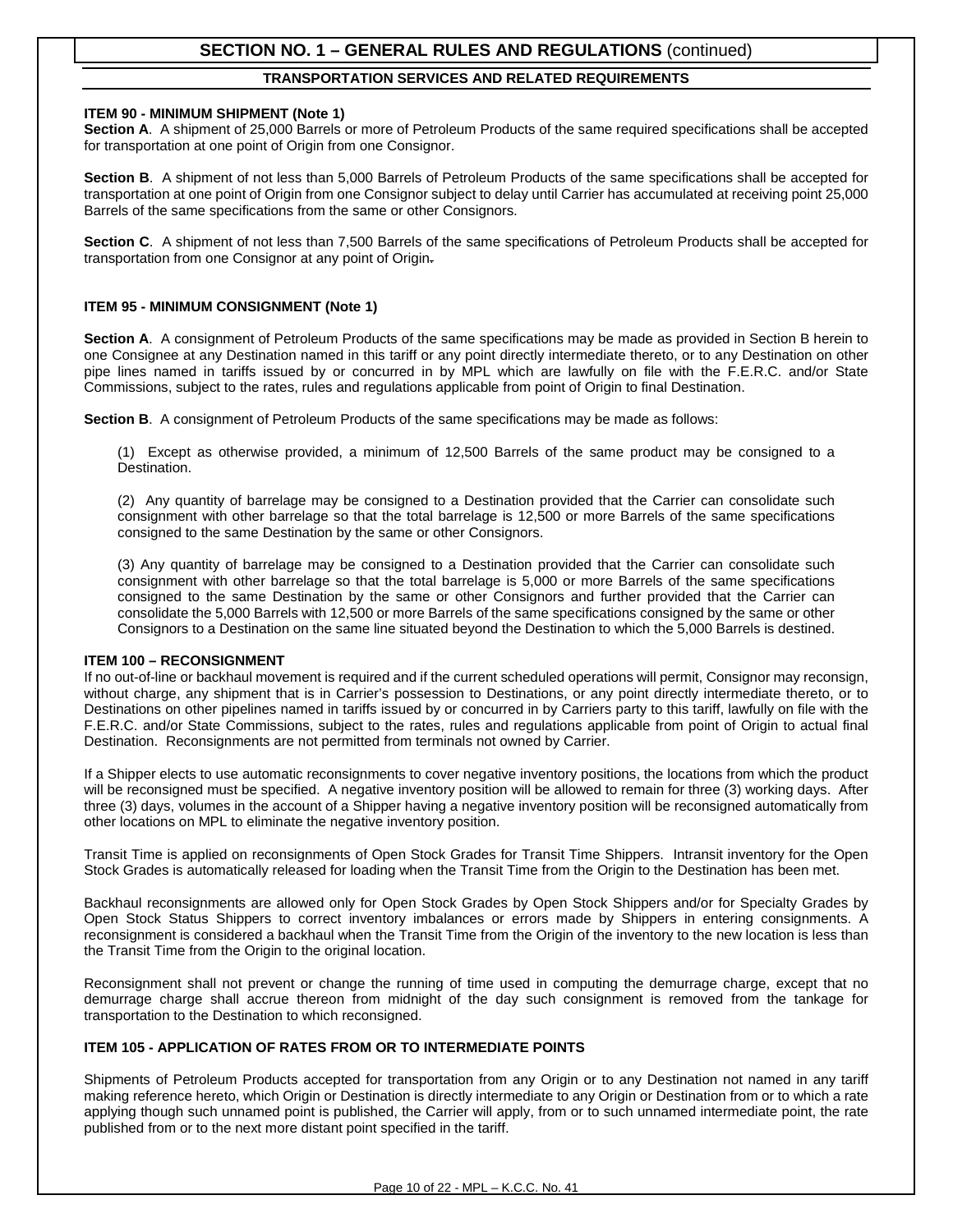## SECTION NO. 1 – GENERAL RULES AND REGULATIONS (continued)

### TRANSPORTATION SERVICES AND RELATED REQUIREMENTS

**ITEM 90 - MINIMUM SHIPMENT (Note 1)**

**Section A**. A shipment of 25,000 Barrels or more of Petroleum Products of the same required specifications shall be accepted for transportation at one point of Origin from one Consignor.

**Section B**. A shipment of not less than 5,000 Barrels of Petroleum Products of the same specifications shall be accepted for transportation at one point of Origin from one Consignor subject to delay until Carrier has accumulated at receiving point 25,000 Barrels of the same specifications from the same or other Consignors.

**Section C**. A shipment of not less than 7,500 Barrels of the same specifications of Petroleum Products shall be accepted for transportation from one Consignor at any point of Origin.

**ITEM 95 - MINIMUM CONSIGNMENT (Note 1)**

**Section A**. A consignment of Petroleum Products of the same specifications may be made as provided in Section B herein to one Consignee at any Destination named in this tariff or any point directly intermediate thereto, or to any Destination on other pipe lines named in tariffs issued by or concurred in by MPL which are lawfully on file with the F.E.R.C. and/or State Commissions, subject to the rates, rules and regulations applicable from point of Origin to final Destination.

**Section B**. A consignment of Petroleum Products of the same specifications may be made as follows:

(1) Except as otherwise provided, a minimum of 12,500 Barrels of the same product may be consigned to a Destination.

(2) Any quantity of barrelage may be consigned to a Destination provided that the Carrier can consolidate such consignment with other barrelage so that the total barrelage is 12,500 or more Barrels of the same specifications consigned to the same Destination by the same or other Consignors.

(3) Any quantity of barrelage may be consigned to a Destination provided that the Carrier can consolidate such consignment with other barrelage so that the total barrelage is 5,000 or more Barrels of the same specifications consigned to the same Destination by the same or other Consignors and further provided that the Carrier can consolidate the 5,000 Barrels with 12,500 or more Barrels of the same specifications consigned by the same or other Consignors to a Destination on the same line situated beyond the Destination to which the 5,000 Barrels is destined.

**ITEM 100 – RECONSIGNMENT**

If no out-of-line or backhaul movement is required and if the current scheduled operations will permit, Consignor may reconsign, without charge, any shipment that is in Carrier's possession to Destinations, or any point directly intermediate thereto, or to Destinations on other pipelines named in tariffs issued by or concurred in by Carriers party to this tariff, lawfully on file with the F.E.R.C. and/or State Commissions, subject to the rates, rules and regulations applicable from point of Origin to actual final Destination. Reconsignments are not permitted from terminals not owned by Carrier.

If a Shipper elects to use automatic reconsignments to cover negative inventory positions, the locations from which the product will be reconsigned must be specified. A negative inventory position will be allowed to remain for three (3) working days. After three (3) days, volumes in the account of a Shipper having a negative inventory position will be reconsigned automatically from other locations on MPL to eliminate the negative inventory position.

Transit Time is applied on reconsignments of Open Stock Grades for Transit Time Shippers. Intransit inventory for the Open Stock Grades is automatically released for loading when the Transit Time from the Origin to the Destination has been met.

Backhaul reconsignments are allowed only for Open Stock Grades by Open Stock Shippers and/or for Specialty Grades by Open Stock Status Shippers to correct inventory imbalances or errors made by Shippers in entering consignments. A reconsignment is considered a backhaul when the Transit Time from the Origin of the inventory to the new location is less than the Transit Time from the Origin to the original location.

Reconsignment shall not prevent or change the running of time used in computing the demurrage charge, except that no demurrage charge shall accrue thereon from midnight of the day such consignment is removed from the tankage for transportation to the Destination to which reconsigned.

**ITEM 105 - APPLICATION OF RATES FROM OR TO INTERMEDIATE POINTS**

Shipments of Petroleum Products accepted for transportation from any Origin or to any Destination not named in any tariff making reference hereto, which Origin or Destination is directly intermediate to any Origin or Destination from or to which a rate applying though such unnamed point is published, the Carrier will apply, from or to such unnamed intermediate point, the rate published from or to the next more distant point specified in the tariff.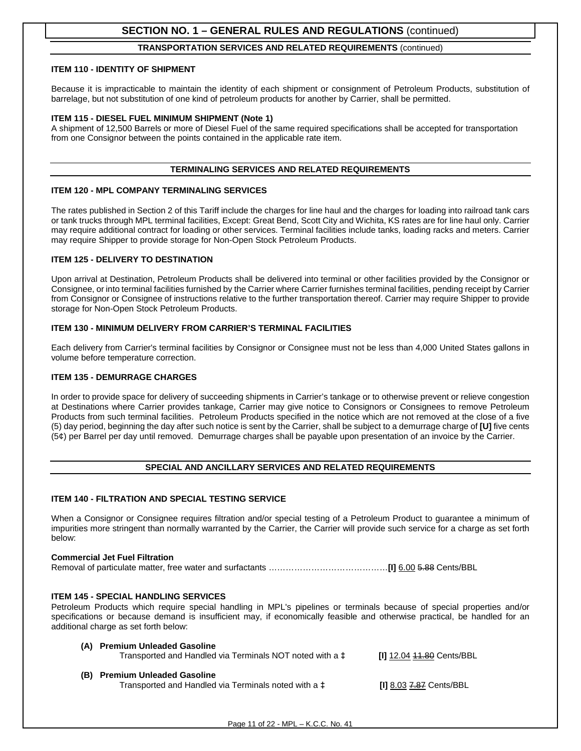## SECTION NO. 1 – GENERAL RULES AND REGULATIONS (continued)

### TRANSPORTATION SERVICES AND RELATED REQUIREMENTS (continued)

**ITEM 110 - IDENTITY OF SHIPMENT**

Because it is impracticable to maintain the identity of each shipment or consignment of Petroleum Products, substitution of barrelage, but not substitution of one kind of petroleum products for another by Carrier, shall be permitted.

**ITEM 115 - DIESEL FUEL MINIMUM SHIPMENT (Note 1)**

A shipment of 12,500 Barrels or more of Diesel Fuel of the same required specifications shall be accepted for transportation from one Consignor between the points contained in the applicable rate item.

### TERMINALING SERVICES AND RELATED REQUIREMENTS

**ITEM 120 - MPL COMPANY TERMINALING SERVICES**

The rates published in Section 2 of this Tariff include the charges for line haul and the charges for loading into railroad tank cars or tank trucks through MPL terminal facilities, Except: Great Bend, Scott City and Wichita, KS rates are for line haul only. Carrier may require additional contract for loading or other services. Terminal facilities include tanks, loading racks and meters. Carrier may require Shipper to provide storage for Non-Open Stock Petroleum Products.

**ITEM 125 - DELIVERY TO DESTINATION**

Upon arrival at Destination, Petroleum Products shall be delivered into terminal or other facilities provided by the Consignor or Consignee, or into terminal facilities furnished by the Carrier where Carrier furnishes terminal facilities, pending receipt by Carrier from Consignor or Consignee of instructions relative to the further transportation thereof. Carrier may require Shipper to provide storage for Non-Open Stock Petroleum Products.

**ITEM 130 - MINIMUM DELIVERY FROM CARRIER'S TERMINAL FACILITIES**

Each delivery from Carrier's terminal facilities by Consignor or Consignee must not be less than 4,000 United States gallons in volume before temperature correction.

**ITEM 135 - DEMURRAGE CHARGES**

In order to provide space for delivery of succeeding shipments in Carrier's tankage or to otherwise prevent or relieve congestion at Destinations where Carrier provides tankage, Carrier may give notice to Consignors or Consignees to remove Petroleum Products from such terminal facilities. Petroleum Products specified in the notice which are not removed at the close of a five (5) day period, beginning the day after such notice is sent by the Carrier, shall be subject to a demurrage charge of **[U]** five cents (5¢) per Barrel per day until removed. Demurrage charges shall be payable upon presentation of an invoice by the Carrier.

### SPECIAL AND ANCILLARY SERVICES AND RELATED REQUIREMENTS

**ITEM 140 - FILTRATION AND SPECIAL TESTING SERVICE**

When a Consignor or Consignee requires filtration and/or special testing of a Petroleum Product to guarantee a minimum of impurities more stringent than normally warranted by the Carrier, the Carrier will provide such service for a charge as set forth below:

**Commercial Jet Fuel Filtration**

Removal of particulate matter, free water and surfactants ……………………………………**[I]** 6.00 ~~5.88~~ Cents/BBL

**ITEM 145 - SPECIAL HANDLING SERVICES**

Petroleum Products which require special handling in MPL's pipelines or terminals because of special properties and/or specifications or because demand is insufficient may, if economically feasible and otherwise practical, be handled for an additional charge as set forth below:

**(A) Premium Unleaded Gasoline**
Transported and Handled via Terminals NOT noted with a ‡ **[I]** 12.04 ~~11.80~~ Cents/BBL

**(B) Premium Unleaded Gasoline**
Transported and Handled via Terminals noted with a ‡ **[I]** 8.03 ~~7.87~~ Cents/BBL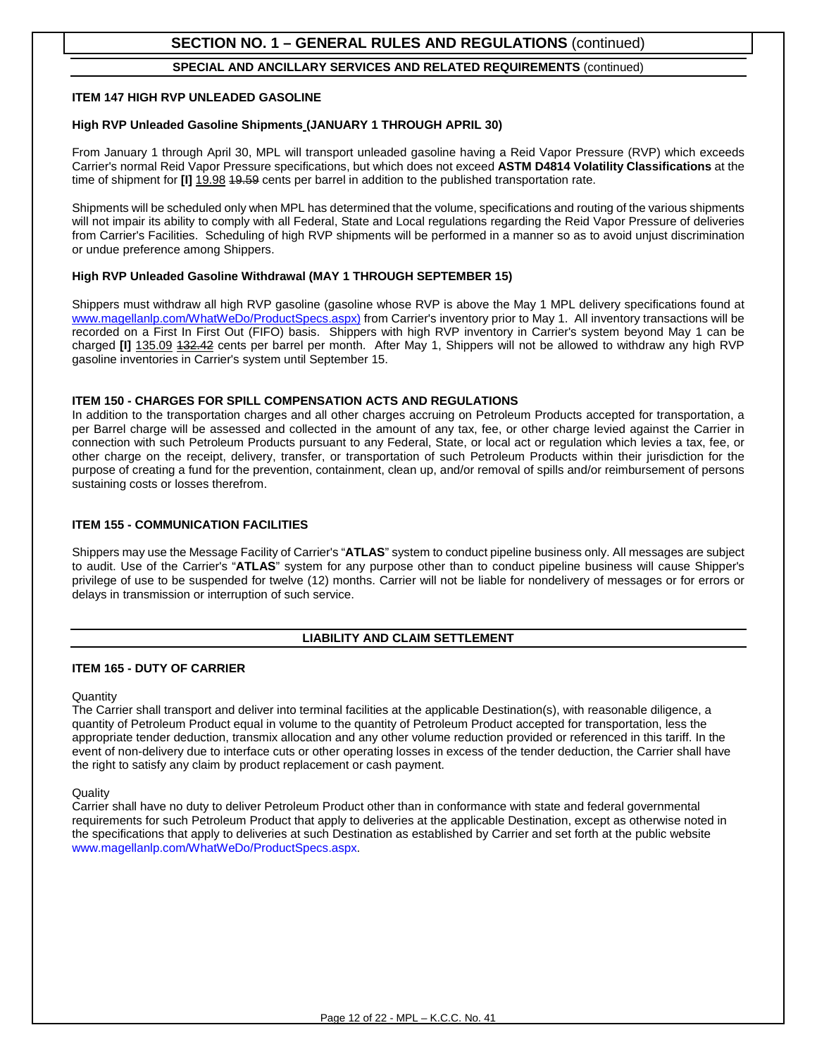## SECTION NO. 1 – GENERAL RULES AND REGULATIONS (continued)

### SPECIAL AND ANCILLARY SERVICES AND RELATED REQUIREMENTS (continued)

**ITEM 147 HIGH RVP UNLEADED GASOLINE**

**High RVP Unleaded Gasoline Shipments (JANUARY 1 THROUGH APRIL 30)**

From January 1 through April 30, MPL will transport unleaded gasoline having a Reid Vapor Pressure (RVP) which exceeds Carrier's normal Reid Vapor Pressure specifications, but which does not exceed **ASTM D4814 Volatility Classifications** at the time of shipment for **[I]** 19.98 ~~19.59~~ cents per barrel in addition to the published transportation rate.

Shipments will be scheduled only when MPL has determined that the volume, specifications and routing of the various shipments will not impair its ability to comply with all Federal, State and Local regulations regarding the Reid Vapor Pressure of deliveries from Carrier's Facilities. Scheduling of high RVP shipments will be performed in a manner so as to avoid unjust discrimination or undue preference among Shippers.

**High RVP Unleaded Gasoline Withdrawal (MAY 1 THROUGH SEPTEMBER 15)**

Shippers must withdraw all high RVP gasoline (gasoline whose RVP is above the May 1 MPL delivery specifications found at www.magellanlp.com/WhatWeDo/ProductSpecs.aspx) from Carrier's inventory prior to May 1. All inventory transactions will be recorded on a First In First Out (FIFO) basis. Shippers with high RVP inventory in Carrier's system beyond May 1 can be charged **[I]** 135.09 ~~132.42~~ cents per barrel per month. After May 1, Shippers will not be allowed to withdraw any high RVP gasoline inventories in Carrier's system until September 15.

**ITEM 150 - CHARGES FOR SPILL COMPENSATION ACTS AND REGULATIONS**

In addition to the transportation charges and all other charges accruing on Petroleum Products accepted for transportation, a per Barrel charge will be assessed and collected in the amount of any tax, fee, or other charge levied against the Carrier in connection with such Petroleum Products pursuant to any Federal, State, or local act or regulation which levies a tax, fee, or other charge on the receipt, delivery, transfer, or transportation of such Petroleum Products within their jurisdiction for the purpose of creating a fund for the prevention, containment, clean up, and/or removal of spills and/or reimbursement of persons sustaining costs or losses therefrom.

**ITEM 155 - COMMUNICATION FACILITIES**

Shippers may use the Message Facility of Carrier's "**ATLAS**" system to conduct pipeline business only. All messages are subject to audit. Use of the Carrier's "**ATLAS**" system for any purpose other than to conduct pipeline business will cause Shipper's privilege of use to be suspended for twelve (12) months. Carrier will not be liable for nondelivery of messages or for errors or delays in transmission or interruption of such service.

### LIABILITY AND CLAIM SETTLEMENT

**ITEM 165 - DUTY OF CARRIER**

Quantity

The Carrier shall transport and deliver into terminal facilities at the applicable Destination(s), with reasonable diligence, a quantity of Petroleum Product equal in volume to the quantity of Petroleum Product accepted for transportation, less the appropriate tender deduction, transmix allocation and any other volume reduction provided or referenced in this tariff. In the event of non-delivery due to interface cuts or other operating losses in excess of the tender deduction, the Carrier shall have the right to satisfy any claim by product replacement or cash payment.

Quality

Carrier shall have no duty to deliver Petroleum Product other than in conformance with state and federal governmental requirements for such Petroleum Product that apply to deliveries at the applicable Destination, except as otherwise noted in the specifications that apply to deliveries at such Destination as established by Carrier and set forth at the public website www.magellanlp.com/WhatWeDo/ProductSpecs.aspx.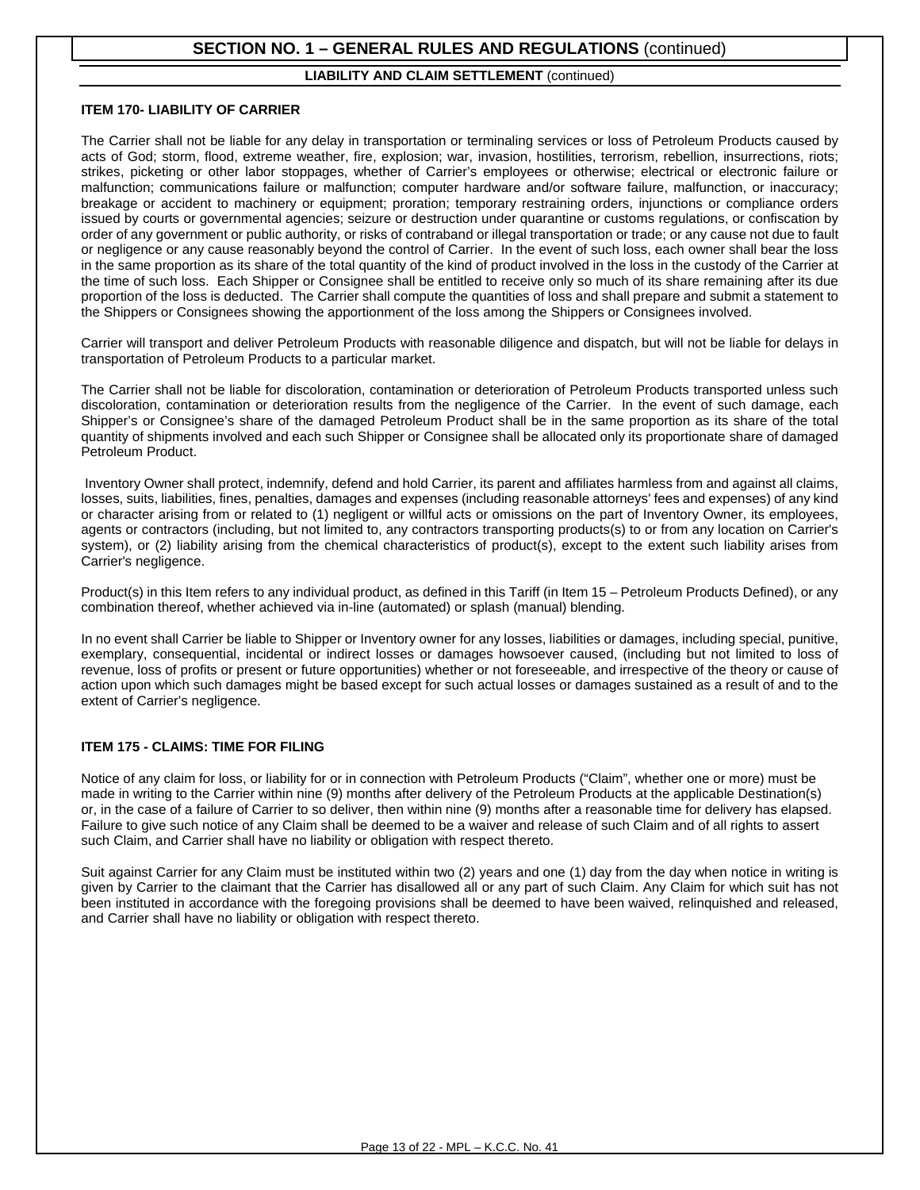## SECTION NO. 1 – GENERAL RULES AND REGULATIONS (continued)

### LIABILITY AND CLAIM SETTLEMENT (continued)

**ITEM 170- LIABILITY OF CARRIER**

The Carrier shall not be liable for any delay in transportation or terminaling services or loss of Petroleum Products caused by acts of God; storm, flood, extreme weather, fire, explosion; war, invasion, hostilities, terrorism, rebellion, insurrections, riots; strikes, picketing or other labor stoppages, whether of Carrier's employees or otherwise; electrical or electronic failure or malfunction; communications failure or malfunction; computer hardware and/or software failure, malfunction, or inaccuracy; breakage or accident to machinery or equipment; proration; temporary restraining orders, injunctions or compliance orders issued by courts or governmental agencies; seizure or destruction under quarantine or customs regulations, or confiscation by order of any government or public authority, or risks of contraband or illegal transportation or trade; or any cause not due to fault or negligence or any cause reasonably beyond the control of Carrier. In the event of such loss, each owner shall bear the loss in the same proportion as its share of the total quantity of the kind of product involved in the loss in the custody of the Carrier at the time of such loss. Each Shipper or Consignee shall be entitled to receive only so much of its share remaining after its due proportion of the loss is deducted. The Carrier shall compute the quantities of loss and shall prepare and submit a statement to the Shippers or Consignees showing the apportionment of the loss among the Shippers or Consignees involved.

Carrier will transport and deliver Petroleum Products with reasonable diligence and dispatch, but will not be liable for delays in transportation of Petroleum Products to a particular market.

The Carrier shall not be liable for discoloration, contamination or deterioration of Petroleum Products transported unless such discoloration, contamination or deterioration results from the negligence of the Carrier. In the event of such damage, each Shipper's or Consignee's share of the damaged Petroleum Product shall be in the same proportion as its share of the total quantity of shipments involved and each such Shipper or Consignee shall be allocated only its proportionate share of damaged Petroleum Product.

Inventory Owner shall protect, indemnify, defend and hold Carrier, its parent and affiliates harmless from and against all claims, losses, suits, liabilities, fines, penalties, damages and expenses (including reasonable attorneys' fees and expenses) of any kind or character arising from or related to (1) negligent or willful acts or omissions on the part of Inventory Owner, its employees, agents or contractors (including, but not limited to, any contractors transporting products(s) to or from any location on Carrier's system), or (2) liability arising from the chemical characteristics of product(s), except to the extent such liability arises from Carrier's negligence.

Product(s) in this Item refers to any individual product, as defined in this Tariff (in Item 15 – Petroleum Products Defined), or any combination thereof, whether achieved via in-line (automated) or splash (manual) blending.

In no event shall Carrier be liable to Shipper or Inventory owner for any losses, liabilities or damages, including special, punitive, exemplary, consequential, incidental or indirect losses or damages howsoever caused, (including but not limited to loss of revenue, loss of profits or present or future opportunities) whether or not foreseeable, and irrespective of the theory or cause of action upon which such damages might be based except for such actual losses or damages sustained as a result of and to the extent of Carrier's negligence.

**ITEM 175 - CLAIMS: TIME FOR FILING**

Notice of any claim for loss, or liability for or in connection with Petroleum Products ("Claim", whether one or more) must be made in writing to the Carrier within nine (9) months after delivery of the Petroleum Products at the applicable Destination(s) or, in the case of a failure of Carrier to so deliver, then within nine (9) months after a reasonable time for delivery has elapsed. Failure to give such notice of any Claim shall be deemed to be a waiver and release of such Claim and of all rights to assert such Claim, and Carrier shall have no liability or obligation with respect thereto.

Suit against Carrier for any Claim must be instituted within two (2) years and one (1) day from the day when notice in writing is given by Carrier to the claimant that the Carrier has disallowed all or any part of such Claim. Any Claim for which suit has not been instituted in accordance with the foregoing provisions shall be deemed to have been waived, relinquished and released, and Carrier shall have no liability or obligation with respect thereto.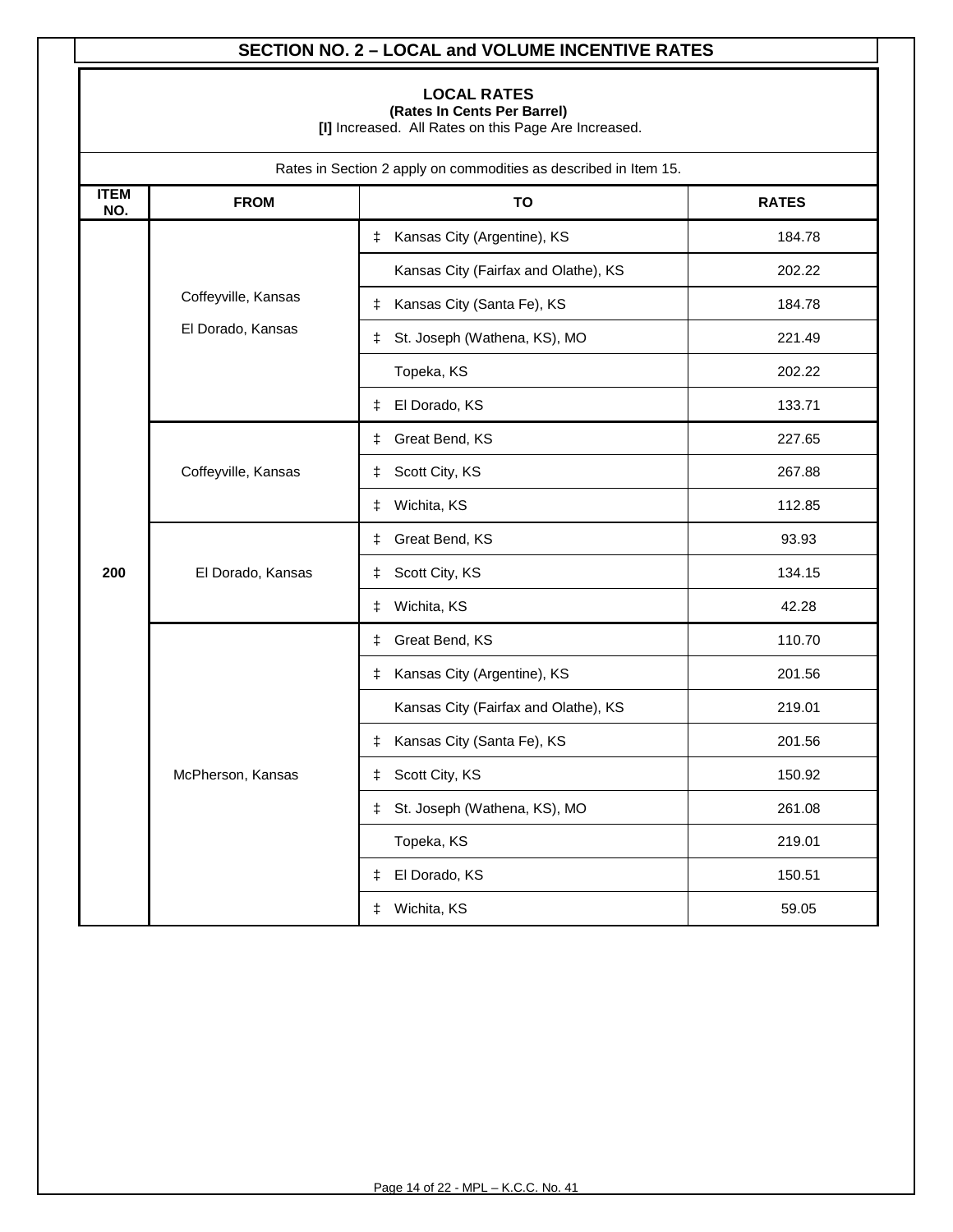## SECTION NO. 2 – LOCAL and VOLUME INCENTIVE RATES

### LOCAL RATES

**(Rates In Cents Per Barrel)**

**[I]** Increased. All Rates on this Page Are Increased.

Rates in Section 2 apply on commodities as described in Item 15.

| ITEM NO. | FROM | TO | RATES |
|---|---|---|---|
| 200 | Coffeyville, Kansas<br>El Dorado, Kansas | ‡ Kansas City (Argentine), KS | 184.78 |
| | | Kansas City (Fairfax and Olathe), KS | 202.22 |
| | | ‡ Kansas City (Santa Fe), KS | 184.78 |
| | | ‡ St. Joseph (Wathena, KS), MO | 221.49 |
| | | Topeka, KS | 202.22 |
| | | ‡ El Dorado, KS | 133.71 |
| | Coffeyville, Kansas | ‡ Great Bend, KS | 227.65 |
| | | ‡ Scott City, KS | 267.88 |
| | | ‡ Wichita, KS | 112.85 |
| | El Dorado, Kansas | ‡ Great Bend, KS | 93.93 |
| | | ‡ Scott City, KS | 134.15 |
| | | ‡ Wichita, KS | 42.28 |
| | McPherson, Kansas | ‡ Great Bend, KS | 110.70 |
| | | ‡ Kansas City (Argentine), KS | 201.56 |
| | | Kansas City (Fairfax and Olathe), KS | 219.01 |
| | | ‡ Kansas City (Santa Fe), KS | 201.56 |
| | | ‡ Scott City, KS | 150.92 |
| | | ‡ St. Joseph (Wathena, KS), MO | 261.08 |
| | | Topeka, KS | 219.01 |
| | | ‡ El Dorado, KS | 150.51 |
| | | ‡ Wichita, KS | 59.05 |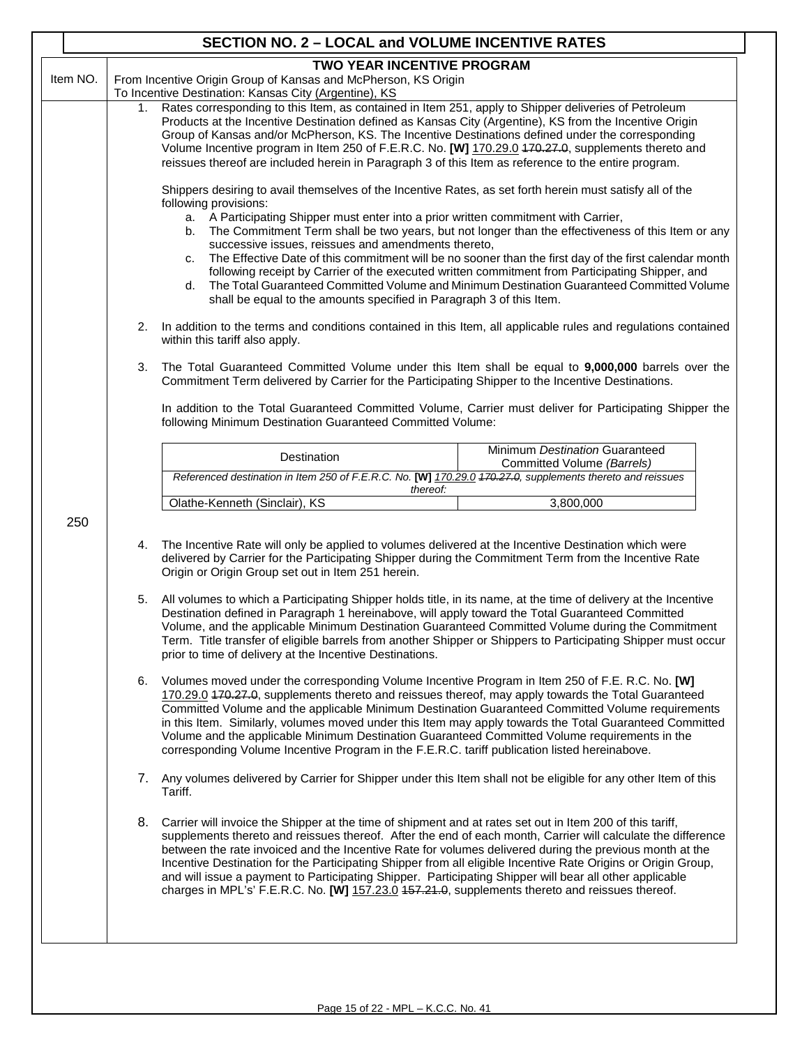## SECTION NO. 2 – LOCAL and VOLUME INCENTIVE RATES

**TWO YEAR INCENTIVE PROGRAM**

Item NO. 250

From Incentive Origin Group of Kansas and McPherson, KS Origin
To Incentive Destination: Kansas City (Argentine), KS

1. Rates corresponding to this Item, as contained in Item 251, apply to Shipper deliveries of Petroleum Products at the Incentive Destination defined as Kansas City (Argentine), KS from the Incentive Origin Group of Kansas and/or McPherson, KS. The Incentive Destinations defined under the corresponding Volume Incentive program in Item 250 of F.E.R.C. No. **[W]** 170.29.0 ~~170.27.0~~, supplements thereto and reissues thereof are included herein in Paragraph 3 of this Item as reference to the entire program.

   Shippers desiring to avail themselves of the Incentive Rates, as set forth herein must satisfy all of the following provisions:

   a. A Participating Shipper must enter into a prior written commitment with Carrier,
   b. The Commitment Term shall be two years, but not longer than the effectiveness of this Item or any successive issues, reissues and amendments thereto,
   c. The Effective Date of this commitment will be no sooner than the first day of the first calendar month following receipt by Carrier of the executed written commitment from Participating Shipper, and
   d. The Total Guaranteed Committed Volume and Minimum Destination Guaranteed Committed Volume shall be equal to the amounts specified in Paragraph 3 of this Item.

2. In addition to the terms and conditions contained in this Item, all applicable rules and regulations contained within this tariff also apply.

3. The Total Guaranteed Committed Volume under this Item shall be equal to **9,000,000** barrels over the Commitment Term delivered by Carrier for the Participating Shipper to the Incentive Destinations.

   In addition to the Total Guaranteed Committed Volume, Carrier must deliver for Participating Shipper the following Minimum Destination Guaranteed Committed Volume:

| Destination | Minimum *Destination* Guaranteed Committed Volume *(Barrels)* |
|---|---|
| *Referenced destination in Item 250 of F.E.R.C. No.* **[W]** *170.29.0 ~~170.27.0~~, supplements thereto and reissues thereof:* | |
| Olathe-Kenneth (Sinclair), KS | 3,800,000 |

4. The Incentive Rate will only be applied to volumes delivered at the Incentive Destination which were delivered by Carrier for the Participating Shipper during the Commitment Term from the Incentive Rate Origin or Origin Group set out in Item 251 herein.

5. All volumes to which a Participating Shipper holds title, in its name, at the time of delivery at the Incentive Destination defined in Paragraph 1 hereinabove, will apply toward the Total Guaranteed Committed Volume, and the applicable Minimum Destination Guaranteed Committed Volume during the Commitment Term. Title transfer of eligible barrels from another Shipper or Shippers to Participating Shipper must occur prior to time of delivery at the Incentive Destinations.

6. Volumes moved under the corresponding Volume Incentive Program in Item 250 of F.E. R.C. No. **[W]** 170.29.0 ~~170.27.0~~, supplements thereto and reissues thereof, may apply towards the Total Guaranteed Committed Volume and the applicable Minimum Destination Guaranteed Committed Volume requirements in this Item. Similarly, volumes moved under this Item may apply towards the Total Guaranteed Committed Volume and the applicable Minimum Destination Guaranteed Committed Volume requirements in the corresponding Volume Incentive Program in the F.E.R.C. tariff publication listed hereinabove.

7. Any volumes delivered by Carrier for Shipper under this Item shall not be eligible for any other Item of this Tariff.

8. Carrier will invoice the Shipper at the time of shipment and at rates set out in Item 200 of this tariff, supplements thereto and reissues thereof. After the end of each month, Carrier will calculate the difference between the rate invoiced and the Incentive Rate for volumes delivered during the previous month at the Incentive Destination for the Participating Shipper from all eligible Incentive Rate Origins or Origin Group, and will issue a payment to Participating Shipper. Participating Shipper will bear all other applicable charges in MPL's' F.E.R.C. No. **[W]** 157.23.0 ~~157.21.0~~, supplements thereto and reissues thereof.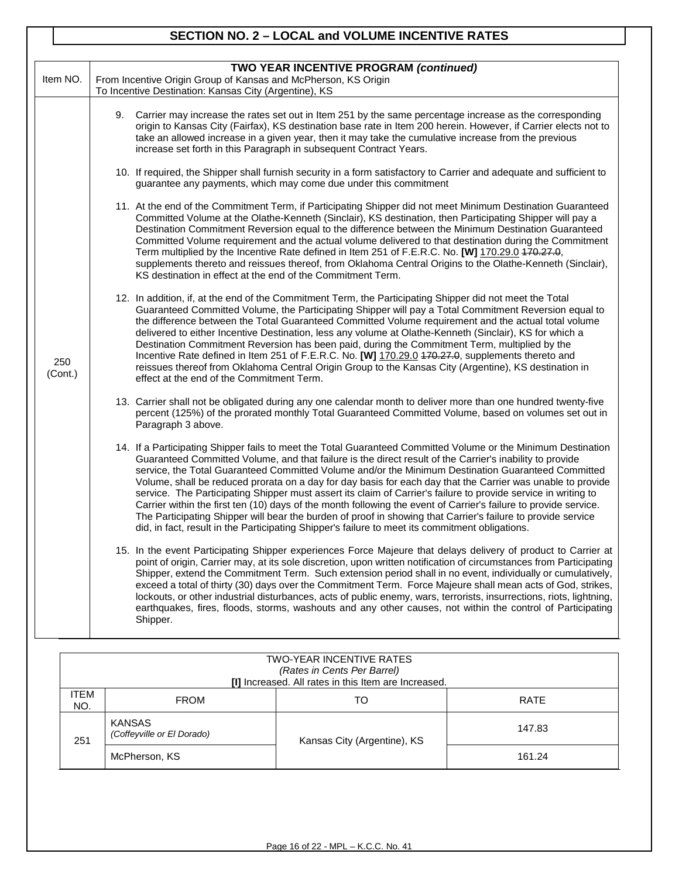## SECTION NO. 2 – LOCAL and VOLUME INCENTIVE RATES

| Item NO. | TWO YEAR INCENTIVE PROGRAM *(continued)* From Incentive Origin Group of Kansas and McPherson, KS Origin To Incentive Destination: Kansas City (Argentine), KS |
|---|---|
| 250 (Cont.) | 9. Carrier may increase the rates set out in Item 251 by the same percentage increase as the corresponding origin to Kansas City (Fairfax), KS destination base rate in Item 200 herein. However, if Carrier elects not to take an allowed increase in a given year, then it may take the cumulative increase from the previous increase set forth in this Paragraph in subsequent Contract Years.<br><br>10. If required, the Shipper shall furnish security in a form satisfactory to Carrier and adequate and sufficient to guarantee any payments, which may come due under this commitment<br><br>11. At the end of the Commitment Term, if Participating Shipper did not meet Minimum Destination Guaranteed Committed Volume at the Olathe-Kenneth (Sinclair), KS destination, then Participating Shipper will pay a Destination Commitment Reversion equal to the difference between the Minimum Destination Guaranteed Committed Volume requirement and the actual volume delivered to that destination during the Commitment Term multiplied by the Incentive Rate defined in Item 251 of F.E.R.C. No. **[W]** 170.29.0 ~~170.27.0~~, supplements thereto and reissues thereof, from Oklahoma Central Origins to the Olathe-Kenneth (Sinclair), KS destination in effect at the end of the Commitment Term.<br><br>12. In addition, if, at the end of the Commitment Term, the Participating Shipper did not meet the Total Guaranteed Committed Volume, the Participating Shipper will pay a Total Commitment Reversion equal to the difference between the Total Guaranteed Committed Volume requirement and the actual total volume delivered to either Incentive Destination, less any volume at Olathe-Kenneth (Sinclair), KS for which a Destination Commitment Reversion has been paid, during the Commitment Term, multiplied by the Incentive Rate defined in Item 251 of F.E.R.C. No. **[W]** 170.29.0 ~~170.27.0~~, supplements thereto and reissues thereof from Oklahoma Central Origin Group to the Kansas City (Argentine), KS destination in effect at the end of the Commitment Term.<br><br>13. Carrier shall not be obligated during any one calendar month to deliver more than one hundred twenty-five percent (125%) of the prorated monthly Total Guaranteed Committed Volume, based on volumes set out in Paragraph 3 above.<br><br>14. If a Participating Shipper fails to meet the Total Guaranteed Committed Volume or the Minimum Destination Guaranteed Committed Volume, and that failure is the direct result of the Carrier's inability to provide service, the Total Guaranteed Committed Volume and/or the Minimum Destination Guaranteed Committed Volume, shall be reduced prorata on a day for day basis for each day that the Carrier was unable to provide service. The Participating Shipper must assert its claim of Carrier's failure to provide service in writing to Carrier within the first ten (10) days of the month following the event of Carrier's failure to provide service. The Participating Shipper will bear the burden of proof in showing that Carrier's failure to provide service did, in fact, result in the Participating Shipper's failure to meet its commitment obligations.<br><br>15. In the event Participating Shipper experiences Force Majeure that delays delivery of product to Carrier at point of origin, Carrier may, at its sole discretion, upon written notification of circumstances from Participating Shipper, extend the Commitment Term. Such extension period shall in no event, individually or cumulatively, exceed a total of thirty (30) days over the Commitment Term. Force Majeure shall mean acts of God, strikes, lockouts, or other industrial disturbances, acts of public enemy, wars, terrorists, insurrections, riots, lightning, earthquakes, fires, floods, storms, washouts and any other causes, not within the control of Participating Shipper. |

TWO-YEAR INCENTIVE RATES
*(Rates in Cents Per Barrel)*
**[I]** Increased. All rates in this Item are Increased.

| ITEM NO. | FROM | TO | RATE |
|---|---|---|---|
| 251 | KANSAS *(Coffeyville or El Dorado)* | Kansas City (Argentine), KS | 147.83 |
| | McPherson, KS | | 161.24 |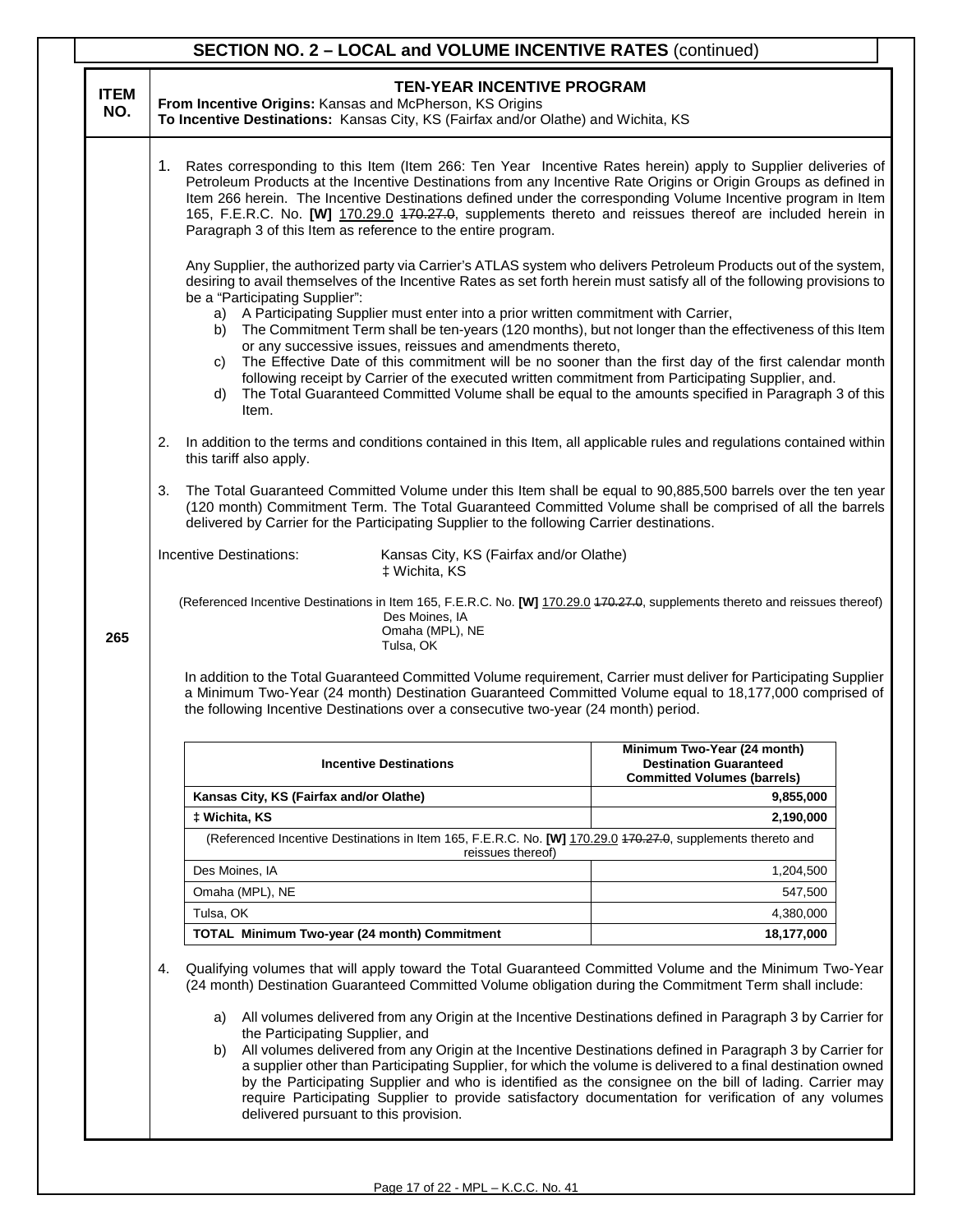## SECTION NO. 2 – LOCAL and VOLUME INCENTIVE RATES (continued)

**ITEM NO.** 265

### TEN-YEAR INCENTIVE PROGRAM

**From Incentive Origins:** Kansas and McPherson, KS Origins
**To Incentive Destinations:** Kansas City, KS (Fairfax and/or Olathe) and Wichita, KS

1. Rates corresponding to this Item (Item 266: Ten Year Incentive Rates herein) apply to Supplier deliveries of Petroleum Products at the Incentive Destinations from any Incentive Rate Origins or Origin Groups as defined in Item 266 herein. The Incentive Destinations defined under the corresponding Volume Incentive program in Item 165, F.E.R.C. No. **[W]** 170.29.0 ~~170.27.0~~, supplements thereto and reissues thereof are included herein in Paragraph 3 of this Item as reference to the entire program.

   Any Supplier, the authorized party via Carrier's ATLAS system who delivers Petroleum Products out of the system, desiring to avail themselves of the Incentive Rates as set forth herein must satisfy all of the following provisions to be a "Participating Supplier":

   a) A Participating Supplier must enter into a prior written commitment with Carrier,
   b) The Commitment Term shall be ten-years (120 months), but not longer than the effectiveness of this Item or any successive issues, reissues and amendments thereto,
   c) The Effective Date of this commitment will be no sooner than the first day of the first calendar month following receipt by Carrier of the executed written commitment from Participating Supplier, and.
   d) The Total Guaranteed Committed Volume shall be equal to the amounts specified in Paragraph 3 of this Item.

2. In addition to the terms and conditions contained in this Item, all applicable rules and regulations contained within this tariff also apply.

3. The Total Guaranteed Committed Volume under this Item shall be equal to 90,885,500 barrels over the ten year (120 month) Commitment Term. The Total Guaranteed Committed Volume shall be comprised of all the barrels delivered by Carrier for the Participating Supplier to the following Carrier destinations.

   Incentive Destinations: Kansas City, KS (Fairfax and/or Olathe)
   ‡ Wichita, KS

   (Referenced Incentive Destinations in Item 165, F.E.R.C. No. **[W]** 170.29.0 ~~170.27.0~~, supplements thereto and reissues thereof)
   Des Moines, IA
   Omaha (MPL), NE
   Tulsa, OK

   In addition to the Total Guaranteed Committed Volume requirement, Carrier must deliver for Participating Supplier a Minimum Two-Year (24 month) Destination Guaranteed Committed Volume equal to 18,177,000 comprised of the following Incentive Destinations over a consecutive two-year (24 month) period.

| Incentive Destinations | Minimum Two-Year (24 month) Destination Guaranteed Committed Volumes (barrels) |
|---|---|
| **Kansas City, KS (Fairfax and/or Olathe)** | **9,855,000** |
| **‡ Wichita, KS** | **2,190,000** |
| (Referenced Incentive Destinations in Item 165, F.E.R.C. No. **[W]** 170.29.0 ~~170.27.0~~, supplements thereto and reissues thereof) | |
| Des Moines, IA | 1,204,500 |
| Omaha (MPL), NE | 547,500 |
| Tulsa, OK | 4,380,000 |
| **TOTAL Minimum Two-year (24 month) Commitment** | **18,177,000** |

4. Qualifying volumes that will apply toward the Total Guaranteed Committed Volume and the Minimum Two-Year (24 month) Destination Guaranteed Committed Volume obligation during the Commitment Term shall include:

   a) All volumes delivered from any Origin at the Incentive Destinations defined in Paragraph 3 by Carrier for the Participating Supplier, and
   b) All volumes delivered from any Origin at the Incentive Destinations defined in Paragraph 3 by Carrier for a supplier other than Participating Supplier, for which the volume is delivered to a final destination owned by the Participating Supplier and who is identified as the consignee on the bill of lading. Carrier may require Participating Supplier to provide satisfactory documentation for verification of any volumes delivered pursuant to this provision.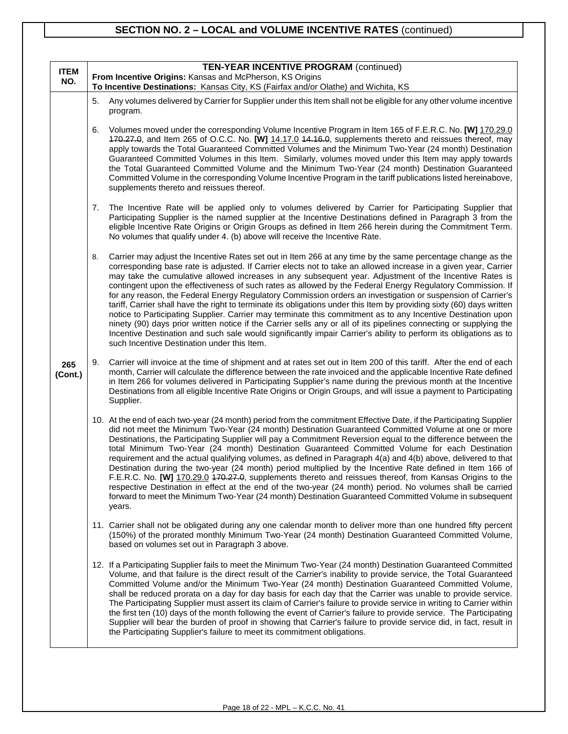## SECTION NO. 2 – LOCAL and VOLUME INCENTIVE RATES (continued)

| ITEM NO. | TEN-YEAR INCENTIVE PROGRAM (continued)<br>From Incentive Origins: Kansas and McPherson, KS Origins<br>To Incentive Destinations: Kansas City, KS (Fairfax and/or Olathe) and Wichita, KS |
|---|---|
| 265 (Cont.) | 5. Any volumes delivered by Carrier for Supplier under this Item shall not be eligible for any other volume incentive program.<br><br>6. Volumes moved under the corresponding Volume Incentive Program in Item 165 of F.E.R.C. No. **[W]** 170.29.0 ~~170.27.0~~, and Item 265 of O.C.C. No. **[W]** 14.17.0 ~~14.16.0~~, supplements thereto and reissues thereof, may apply towards the Total Guaranteed Committed Volumes and the Minimum Two-Year (24 month) Destination Guaranteed Committed Volumes in this Item. Similarly, volumes moved under this Item may apply towards the Total Guaranteed Committed Volume and the Minimum Two-Year (24 month) Destination Guaranteed Committed Volume in the corresponding Volume Incentive Program in the tariff publications listed hereinabove, supplements thereto and reissues thereof.<br><br>7. The Incentive Rate will be applied only to volumes delivered by Carrier for Participating Supplier that Participating Supplier is the named supplier at the Incentive Destinations defined in Paragraph 3 from the eligible Incentive Rate Origins or Origin Groups as defined in Item 266 herein during the Commitment Term. No volumes that qualify under 4. (b) above will receive the Incentive Rate.<br><br>8. Carrier may adjust the Incentive Rates set out in Item 266 at any time by the same percentage change as the corresponding base rate is adjusted. If Carrier elects not to take an allowed increase in a given year, Carrier may take the cumulative allowed increases in any subsequent year. Adjustment of the Incentive Rates is contingent upon the effectiveness of such rates as allowed by the Federal Energy Regulatory Commission. If for any reason, the Federal Energy Regulatory Commission orders an investigation or suspension of Carrier's tariff, Carrier shall have the right to terminate its obligations under this Item by providing sixty (60) days written notice to Participating Supplier. Carrier may terminate this commitment as to any Incentive Destination upon ninety (90) days prior written notice if the Carrier sells any or all of its pipelines connecting or supplying the Incentive Destination and such sale would significantly impair Carrier's ability to perform its obligations as to such Incentive Destination under this Item.<br><br>9. Carrier will invoice at the time of shipment and at rates set out in Item 200 of this tariff. After the end of each month, Carrier will calculate the difference between the rate invoiced and the applicable Incentive Rate defined in Item 266 for volumes delivered in Participating Supplier's name during the previous month at the Incentive Destinations from all eligible Incentive Rate Origins or Origin Groups, and will issue a payment to Participating Supplier.<br><br>10. At the end of each two-year (24 month) period from the commitment Effective Date, if the Participating Supplier did not meet the Minimum Two-Year (24 month) Destination Guaranteed Committed Volume at one or more Destinations, the Participating Supplier will pay a Commitment Reversion equal to the difference between the total Minimum Two-Year (24 month) Destination Guaranteed Committed Volume for each Destination requirement and the actual qualifying volumes, as defined in Paragraph 4(a) and 4(b) above, delivered to that Destination during the two-year (24 month) period multiplied by the Incentive Rate defined in Item 166 of F.E.R.C. No. **[W]** 170.29.0 ~~170.27.0~~, supplements thereto and reissues thereof, from Kansas Origins to the respective Destination in effect at the end of the two-year (24 month) period. No volumes shall be carried forward to meet the Minimum Two-Year (24 month) Destination Guaranteed Committed Volume in subsequent years.<br><br>11. Carrier shall not be obligated during any one calendar month to deliver more than one hundred fifty percent (150%) of the prorated monthly Minimum Two-Year (24 month) Destination Guaranteed Committed Volume, based on volumes set out in Paragraph 3 above.<br><br>12. If a Participating Supplier fails to meet the Minimum Two-Year (24 month) Destination Guaranteed Committed Volume, and that failure is the direct result of the Carrier's inability to provide service, the Total Guaranteed Committed Volume and/or the Minimum Two-Year (24 month) Destination Guaranteed Committed Volume, shall be reduced prorata on a day for day basis for each day that the Carrier was unable to provide service. The Participating Supplier must assert its claim of Carrier's failure to provide service in writing to Carrier within the first ten (10) days of the month following the event of Carrier's failure to provide service. The Participating Supplier will bear the burden of proof in showing that Carrier's failure to provide service did, in fact, result in the Participating Supplier's failure to meet its commitment obligations. |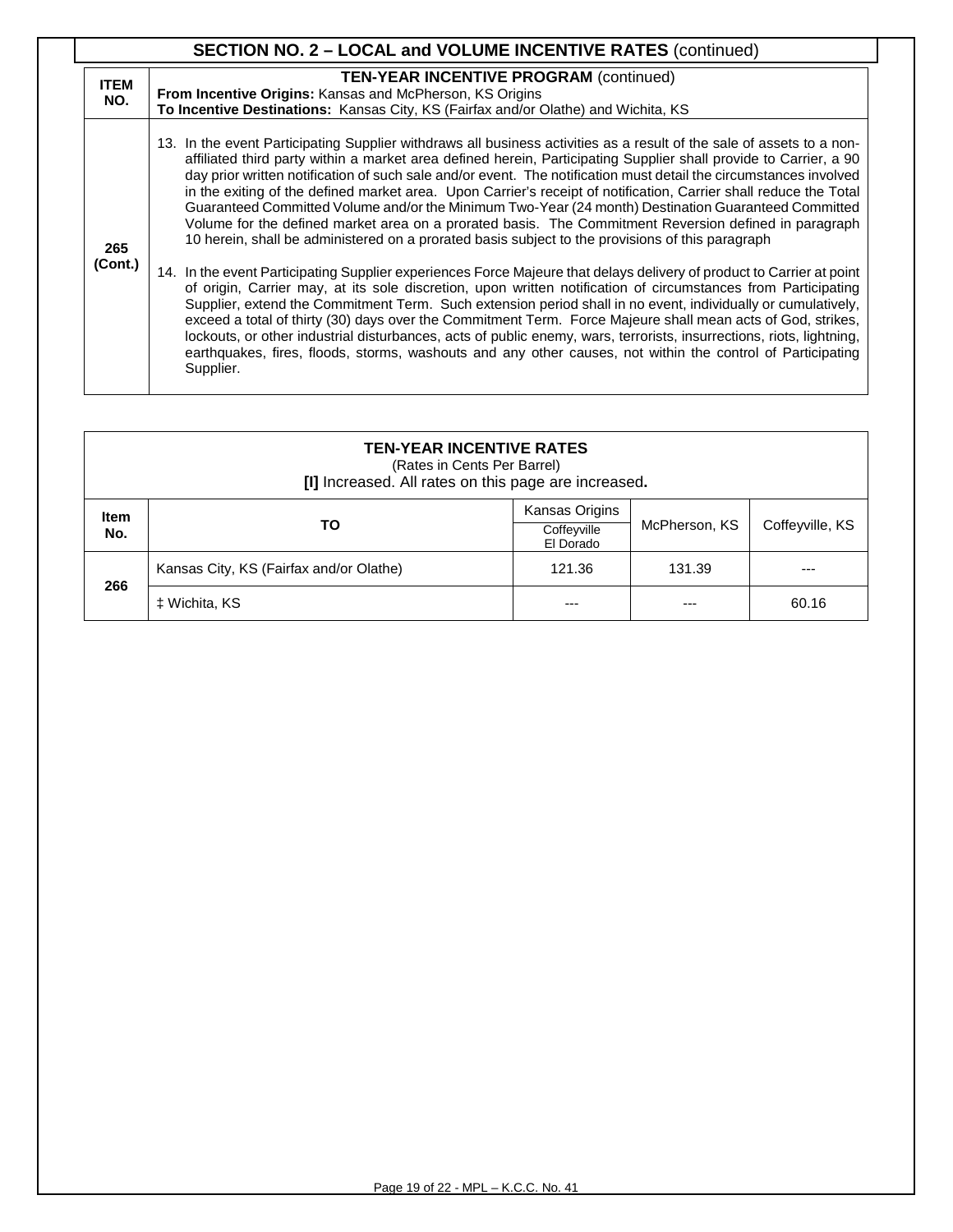## SECTION NO. 2 – LOCAL and VOLUME INCENTIVE RATES (continued)

| ITEM NO. | TEN-YEAR INCENTIVE PROGRAM (continued) **From Incentive Origins:** Kansas and McPherson, KS Origins **To Incentive Destinations:** Kansas City, KS (Fairfax and/or Olathe) and Wichita, KS |
|---|---|
| 265 (Cont.) | 13. In the event Participating Supplier withdraws all business activities as a result of the sale of assets to a non-affiliated third party within a market area defined herein, Participating Supplier shall provide to Carrier, a 90 day prior written notification of such sale and/or event. The notification must detail the circumstances involved in the exiting of the defined market area. Upon Carrier's receipt of notification, Carrier shall reduce the Total Guaranteed Committed Volume and/or the Minimum Two-Year (24 month) Destination Guaranteed Committed Volume for the defined market area on a prorated basis. The Commitment Reversion defined in paragraph 10 herein, shall be administered on a prorated basis subject to the provisions of this paragraph<br><br>14. In the event Participating Supplier experiences Force Majeure that delays delivery of product to Carrier at point of origin, Carrier may, at its sole discretion, upon written notification of circumstances from Participating Supplier, extend the Commitment Term. Such extension period shall in no event, individually or cumulatively, exceed a total of thirty (30) days over the Commitment Term. Force Majeure shall mean acts of God, strikes, lockouts, or other industrial disturbances, acts of public enemy, wars, terrorists, insurrections, riots, lightning, earthquakes, fires, floods, storms, washouts and any other causes, not within the control of Participating Supplier. |

**TEN-YEAR INCENTIVE RATES**
(Rates in Cents Per Barrel)
**[I]** Increased. All rates on this page are increased**.**

| Item No. | TO | Kansas Origins Coffeyville El Dorado | McPherson, KS | Coffeyville, KS |
|---|---|---|---|---|
| 266 | Kansas City, KS (Fairfax and/or Olathe) | 121.36 | 131.39 | --- |
| | ‡ Wichita, KS | --- | --- | 60.16 |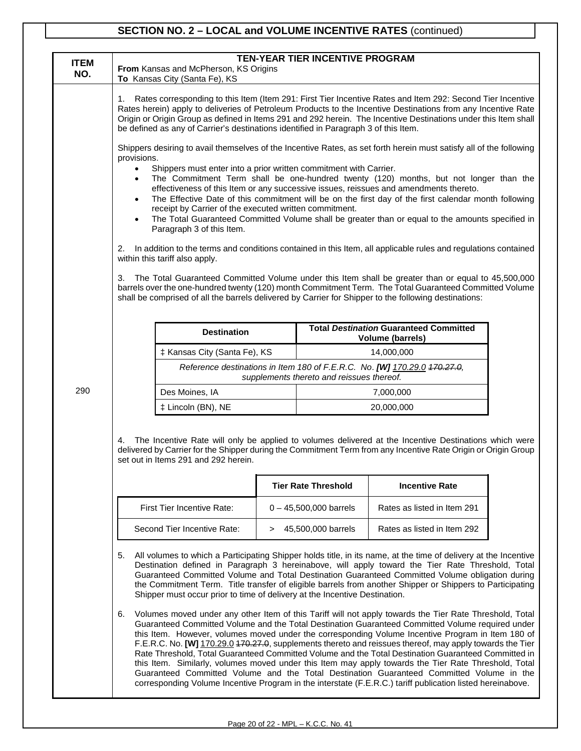## SECTION NO. 2 – LOCAL and VOLUME INCENTIVE RATES (continued)

**ITEM NO.** 290

### TEN-YEAR TIER INCENTIVE PROGRAM

**From** Kansas and McPherson, KS Origins
**To** Kansas City (Santa Fe), KS

1. Rates corresponding to this Item (Item 291: First Tier Incentive Rates and Item 292: Second Tier Incentive Rates herein) apply to deliveries of Petroleum Products to the Incentive Destinations from any Incentive Rate Origin or Origin Group as defined in Items 291 and 292 herein. The Incentive Destinations under this Item shall be defined as any of Carrier's destinations identified in Paragraph 3 of this Item.

Shippers desiring to avail themselves of the Incentive Rates, as set forth herein must satisfy all of the following provisions.

- Shippers must enter into a prior written commitment with Carrier.
- The Commitment Term shall be one-hundred twenty (120) months, but not longer than the effectiveness of this Item or any successive issues, reissues and amendments thereto.
- The Effective Date of this commitment will be on the first day of the first calendar month following receipt by Carrier of the executed written commitment.
- The Total Guaranteed Committed Volume shall be greater than or equal to the amounts specified in Paragraph 3 of this Item.

2. In addition to the terms and conditions contained in this Item, all applicable rules and regulations contained within this tariff also apply.

3. The Total Guaranteed Committed Volume under this Item shall be greater than or equal to 45,500,000 barrels over the one-hundred twenty (120) month Commitment Term. The Total Guaranteed Committed Volume shall be comprised of all the barrels delivered by Carrier for Shipper to the following destinations:

| Destination | Total *Destination* Guaranteed Committed Volume (barrels) |
|---|---|
| ‡ Kansas City (Santa Fe), KS | 14,000,000 |
| *Reference destinations in Item 180 of F.E.R.C. No. **[W]** 170.29.0 ~~170.27.0~~, supplements thereto and reissues thereof.* | |
| Des Moines, IA | 7,000,000 |
| ‡ Lincoln (BN), NE | 20,000,000 |

4. The Incentive Rate will only be applied to volumes delivered at the Incentive Destinations which were delivered by Carrier for the Shipper during the Commitment Term from any Incentive Rate Origin or Origin Group set out in Items 291 and 292 herein.

| | Tier Rate Threshold | Incentive Rate |
|---|---|---|
| First Tier Incentive Rate: | 0 – 45,500,000 barrels | Rates as listed in Item 291 |
| Second Tier Incentive Rate: | > 45,500,000 barrels | Rates as listed in Item 292 |

5. All volumes to which a Participating Shipper holds title, in its name, at the time of delivery at the Incentive Destination defined in Paragraph 3 hereinabove, will apply toward the Tier Rate Threshold, Total Guaranteed Committed Volume and Total Destination Guaranteed Committed Volume obligation during the Commitment Term. Title transfer of eligible barrels from another Shipper or Shippers to Participating Shipper must occur prior to time of delivery at the Incentive Destination.

6. Volumes moved under any other Item of this Tariff will not apply towards the Tier Rate Threshold, Total Guaranteed Committed Volume and the Total Destination Guaranteed Committed Volume required under this Item. However, volumes moved under the corresponding Volume Incentive Program in Item 180 of F.E.R.C. No. **[W]** 170.29.0 ~~170.27.0~~, supplements thereto and reissues thereof, may apply towards the Tier Rate Threshold, Total Guaranteed Committed Volume and the Total Destination Guaranteed Committed in this Item. Similarly, volumes moved under this Item may apply towards the Tier Rate Threshold, Total Guaranteed Committed Volume and the Total Destination Guaranteed Committed Volume in the corresponding Volume Incentive Program in the interstate (F.E.R.C.) tariff publication listed hereinabove.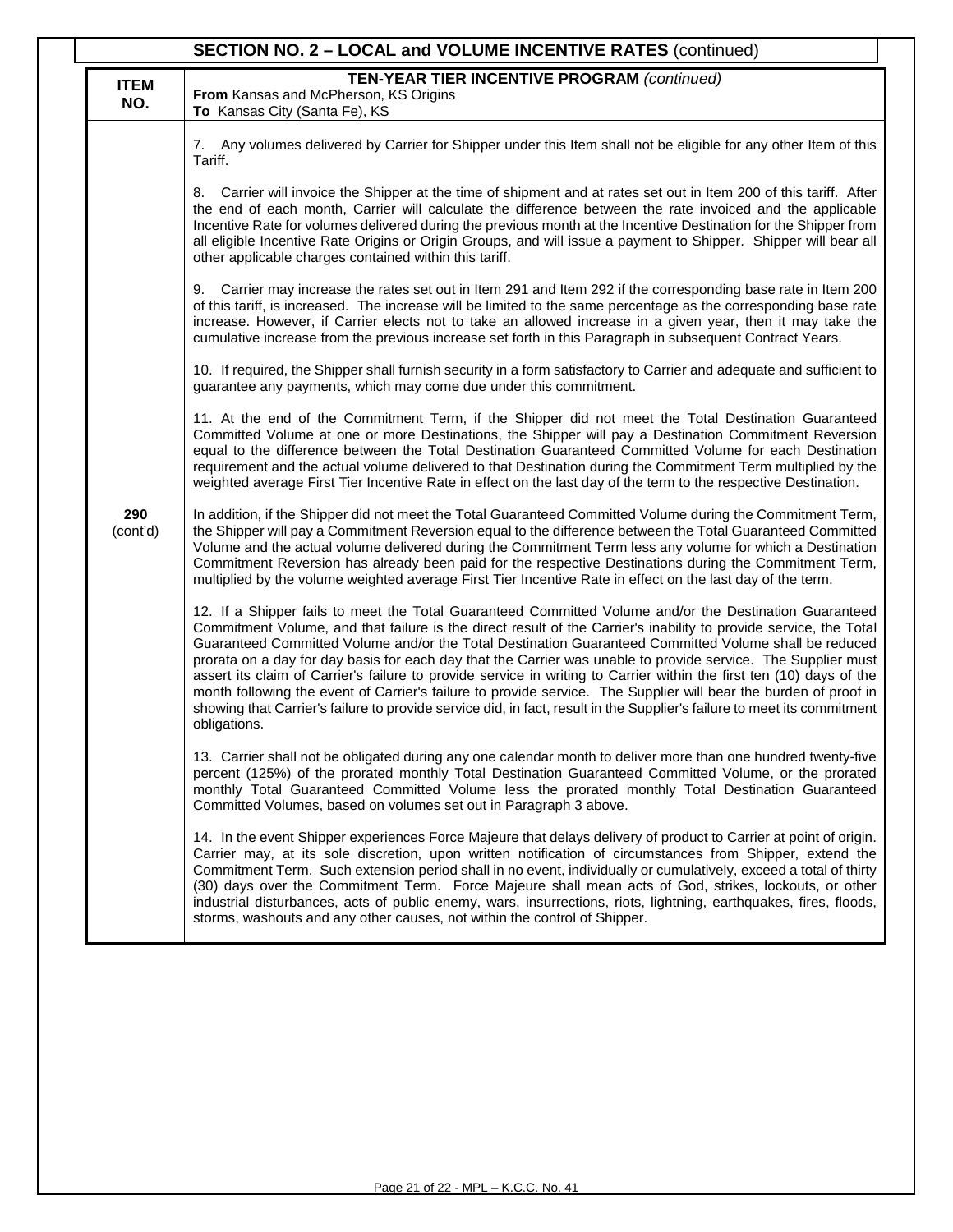## SECTION NO. 2 – LOCAL and VOLUME INCENTIVE RATES (continued)

| ITEM NO. | TEN-YEAR TIER INCENTIVE PROGRAM *(continued)*<br>**From** Kansas and McPherson, KS Origins<br>**To** Kansas City (Santa Fe), KS |
|---|---|
| 290 (cont'd) | 7. Any volumes delivered by Carrier for Shipper under this Item shall not be eligible for any other Item of this Tariff.<br><br>8. Carrier will invoice the Shipper at the time of shipment and at rates set out in Item 200 of this tariff. After the end of each month, Carrier will calculate the difference between the rate invoiced and the applicable Incentive Rate for volumes delivered during the previous month at the Incentive Destination for the Shipper from all eligible Incentive Rate Origins or Origin Groups, and will issue a payment to Shipper. Shipper will bear all other applicable charges contained within this tariff.<br><br>9. Carrier may increase the rates set out in Item 291 and Item 292 if the corresponding base rate in Item 200 of this tariff, is increased. The increase will be limited to the same percentage as the corresponding base rate increase. However, if Carrier elects not to take an allowed increase in a given year, then it may take the cumulative increase from the previous increase set forth in this Paragraph in subsequent Contract Years.<br><br>10. If required, the Shipper shall furnish security in a form satisfactory to Carrier and adequate and sufficient to guarantee any payments, which may come due under this commitment.<br><br>11. At the end of the Commitment Term, if the Shipper did not meet the Total Destination Guaranteed Committed Volume at one or more Destinations, the Shipper will pay a Destination Commitment Reversion equal to the difference between the Total Destination Guaranteed Committed Volume for each Destination requirement and the actual volume delivered to that Destination during the Commitment Term multiplied by the weighted average First Tier Incentive Rate in effect on the last day of the term to the respective Destination.<br><br>In addition, if the Shipper did not meet the Total Guaranteed Committed Volume during the Commitment Term, the Shipper will pay a Commitment Reversion equal to the difference between the Total Guaranteed Committed Volume and the actual volume delivered during the Commitment Term less any volume for which a Destination Commitment Reversion has already been paid for the respective Destinations during the Commitment Term, multiplied by the volume weighted average First Tier Incentive Rate in effect on the last day of the term.<br><br>12. If a Shipper fails to meet the Total Guaranteed Committed Volume and/or the Destination Guaranteed Commitment Volume, and that failure is the direct result of the Carrier's inability to provide service, the Total Guaranteed Committed Volume and/or the Total Destination Guaranteed Committed Volume shall be reduced prorata on a day for day basis for each day that the Carrier was unable to provide service. The Supplier must assert its claim of Carrier's failure to provide service in writing to Carrier within the first ten (10) days of the month following the event of Carrier's failure to provide service. The Supplier will bear the burden of proof in showing that Carrier's failure to provide service did, in fact, result in the Supplier's failure to meet its commitment obligations.<br><br>13. Carrier shall not be obligated during any one calendar month to deliver more than one hundred twenty-five percent (125%) of the prorated monthly Total Destination Guaranteed Committed Volume, or the prorated monthly Total Guaranteed Committed Volume less the prorated monthly Total Destination Guaranteed Committed Volumes, based on volumes set out in Paragraph 3 above.<br><br>14. In the event Shipper experiences Force Majeure that delays delivery of product to Carrier at point of origin. Carrier may, at its sole discretion, upon written notification of circumstances from Shipper, extend the Commitment Term. Such extension period shall in no event, individually or cumulatively, exceed a total of thirty (30) days over the Commitment Term. Force Majeure shall mean acts of God, strikes, lockouts, or other industrial disturbances, acts of public enemy, wars, insurrections, riots, lightning, earthquakes, fires, floods, storms, washouts and any other causes, not within the control of Shipper. |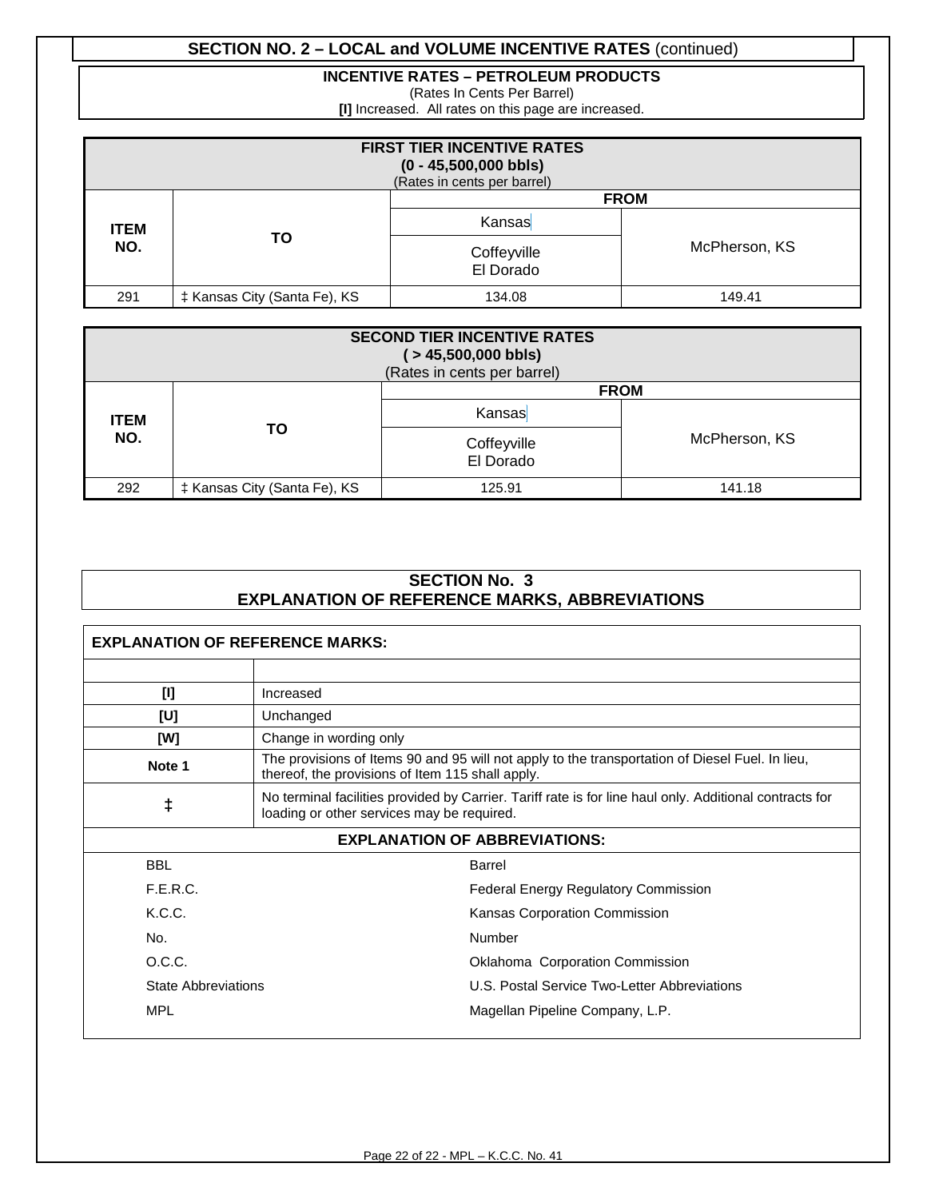## SECTION NO. 2 – LOCAL and VOLUME INCENTIVE RATES (continued)

**INCENTIVE RATES – PETROLEUM PRODUCTS**
(Rates In Cents Per Barrel)
**[I]** Increased. All rates on this page are increased.

**FIRST TIER INCENTIVE RATES**
**(0 - 45,500,000 bbls)**
(Rates in cents per barrel)

| ITEM NO. | TO | FROM | |
|---|---|---|---|
| | | Kansas Coffeyville El Dorado | McPherson, KS |
| 291 | ‡ Kansas City (Santa Fe), KS | 134.08 | 149.41 |

**SECOND TIER INCENTIVE RATES**
**( > 45,500,000 bbls)**
(Rates in cents per barrel)

| ITEM NO. | TO | FROM | |
|---|---|---|---|
| | | Kansas Coffeyville El Dorado | McPherson, KS |
| 292 | ‡ Kansas City (Santa Fe), KS | 125.91 | 141.18 |

## SECTION No. 3
## EXPLANATION OF REFERENCE MARKS, ABBREVIATIONS

**EXPLANATION OF REFERENCE MARKS:**

| | |
|---|---|
| **[I]** | Increased |
| **[U]** | Unchanged |
| **[W]** | Change in wording only |
| **Note 1** | The provisions of Items 90 and 95 will not apply to the transportation of Diesel Fuel. In lieu, thereof, the provisions of Item 115 shall apply. |
| **‡** | No terminal facilities provided by Carrier. Tariff rate is for line haul only. Additional contracts for loading or other services may be required. |

**EXPLANATION OF ABBREVIATIONS:**

| | |
|---|---|
| BBL | Barrel |
| F.E.R.C. | Federal Energy Regulatory Commission |
| K.C.C. | Kansas Corporation Commission |
| No. | Number |
| O.C.C. | Oklahoma Corporation Commission |
| State Abbreviations | U.S. Postal Service Two-Letter Abbreviations |
| MPL | Magellan Pipeline Company, L.P. |